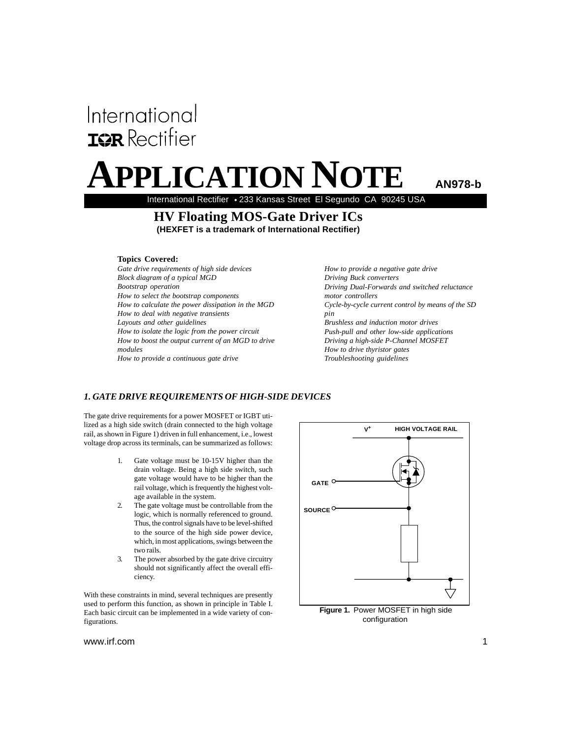International Rectifier

# APPLICATION NOTE

**AN978-b**

International Rectifier • 233 Kansas Street El Segundo CA 90245 USA

## HV Floating MOS-Gate Driver ICs

**(HEXFET is a trademark of International Rectifier)**

**Topics Covered:**

*Gate drive requirements of high side devices*
*Block diagram of a typical MGD*
*Bootstrap operation*
*How to select the bootstrap components*
*How to calculate the power dissipation in the MGD*
*How to deal with negative transients*
*Layouts and other guidelines*
*How to isolate the logic from the power circuit*
*How to boost the output current of an MGD to drive modules*
*How to provide a continuous gate drive*
*How to provide a negative gate drive*
*Driving Buck converters*
*Driving Dual-Forwards and switched reluctance motor controllers*
*Cycle-by-cycle current control by means of the SD pin*
*Brushless and induction motor drives*
*Push-pull and other low-side applications*
*Driving a high-side P-Channel MOSFET*
*How to drive thyristor gates*
*Troubleshooting guidelines*

### *1. GATE DRIVE REQUIREMENTS OF HIGH-SIDE DEVICES*

The gate drive requirements for a power MOSFET or IGBT utilized as a high side switch (drain connected to the high voltage rail, as shown in Figure 1) driven in full enhancement, i.e., lowest voltage drop across its terminals, can be summarized as follows:

1. Gate voltage must be 10-15V higher than the drain voltage. Being a high side switch, such gate voltage would have to be higher than the rail voltage, which is frequently the highest voltage available in the system.
2. The gate voltage must be controllable from the logic, which is normally referenced to ground. Thus, the control signals have to be level-shifted to the source of the high side power device, which, in most applications, swings between the two rails.
3. The power absorbed by the gate drive circuitry should not significantly affect the overall efficiency.

With these constraints in mind, several techniques are presently used to perform this function, as shown in principle in Table I. Each basic circuit can be implemented in a wide variety of configurations.

$V^+$ HIGH VOLTAGE RAIL

GATE

SOURCE

**Figure 1.** Power MOSFET in high side configuration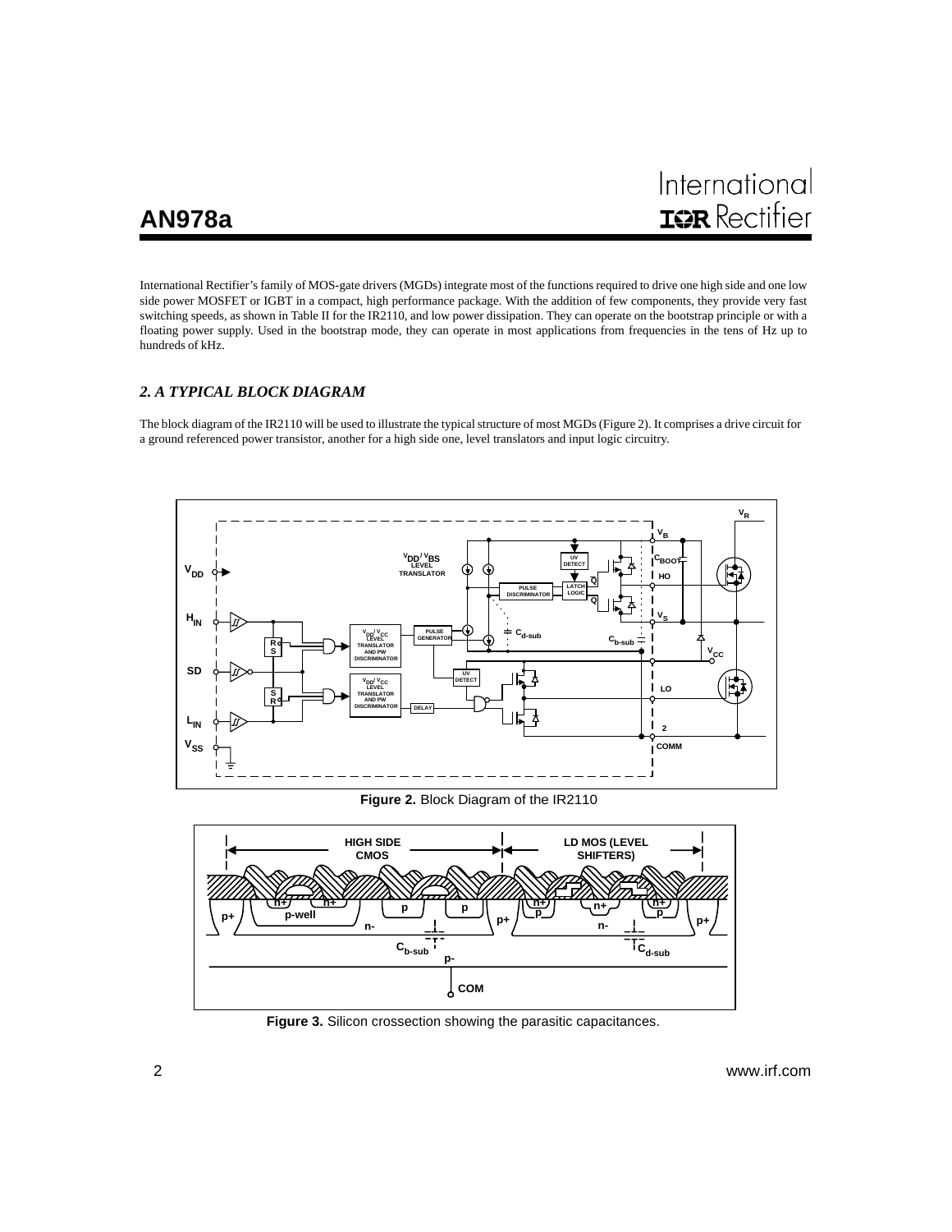International Rectifier's family of MOS-gate drivers (MGDs) integrate most of the functions required to drive one high side and one low side power MOSFET or IGBT in a compact, high performance package. With the addition of few components, they provide very fast switching speeds, as shown in Table II for the IR2110, and low power dissipation. They can operate on the bootstrap principle or with a floating power supply. Used in the bootstrap mode, they can operate in most applications from frequencies in the tens of Hz up to hundreds of kHz.

## *2. A TYPICAL BLOCK DIAGRAM*

The block diagram of the IR2110 will be used to illustrate the typical structure of most MGDs (Figure 2). It comprises a drive circuit for a ground referenced power transistor, another for a high side one, level translators and input logic circuitry.

**Figure 2.** Block Diagram of the IR2110

**Figure 3.** Silicon crossection showing the parasitic capacitances.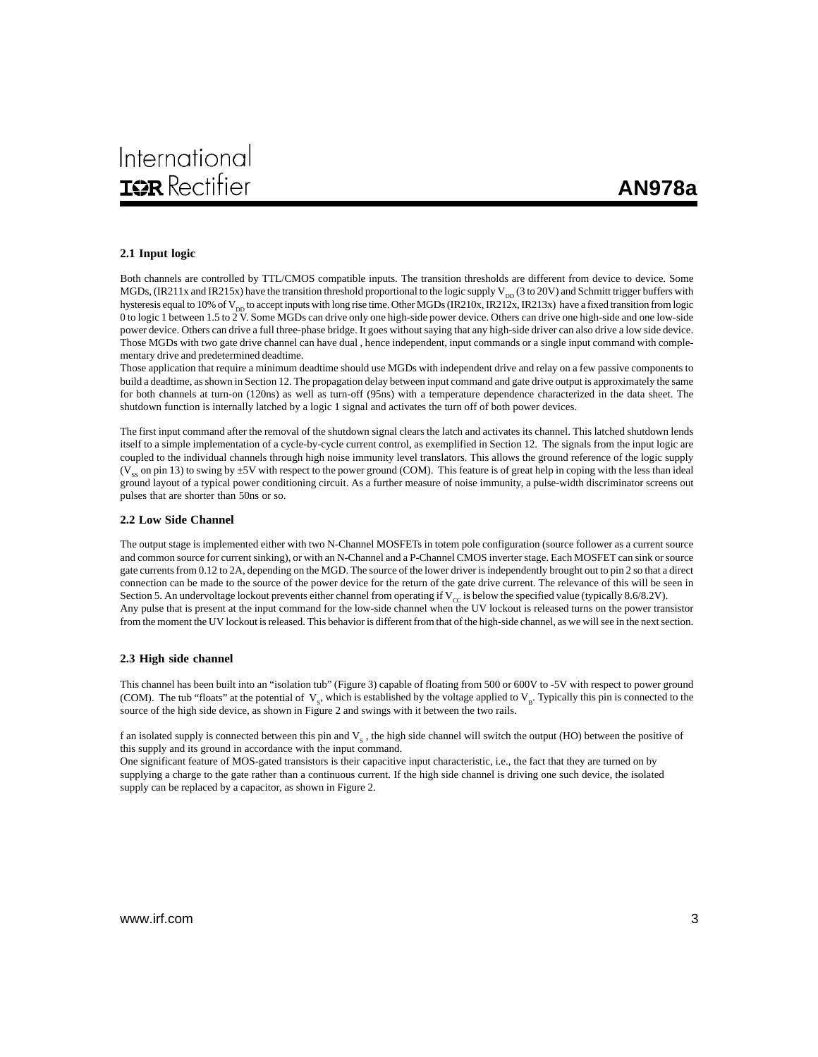### 2.1 Input logic

Both channels are controlled by TTL/CMOS compatible inputs. The transition thresholds are different from device to device. Some MGDs, (IR211x and IR215x) have the transition threshold proportional to the logic supply $V_{DD}$ (3 to 20V) and Schmitt trigger buffers with hysteresis equal to 10% of $V_{DD}$ to accept inputs with long rise time. Other MGDs (IR210x, IR212x, IR213x) have a fixed transition from logic 0 to logic 1 between 1.5 to 2 V. Some MGDs can drive only one high-side power device. Others can drive one high-side and one low-side power device. Others can drive a full three-phase bridge. It goes without saying that any high-side driver can also drive a low side device. Those MGDs with two gate drive channel can have dual , hence independent, input commands or a single input command with complementary drive and predetermined deadtime.
Those application that require a minimum deadtime should use MGDs with independent drive and relay on a few passive components to build a deadtime, as shown in Section 12. The propagation delay between input command and gate drive output is approximately the same for both channels at turn-on (120ns) as well as turn-off (95ns) with a temperature dependence characterized in the data sheet. The shutdown function is internally latched by a logic 1 signal and activates the turn off of both power devices.

The first input command after the removal of the shutdown signal clears the latch and activates its channel. This latched shutdown lends itself to a simple implementation of a cycle-by-cycle current control, as exemplified in Section 12. The signals from the input logic are coupled to the individual channels through high noise immunity level translators. This allows the ground reference of the logic supply ($V_{SS}$ on pin 13) to swing by ±5V with respect to the power ground (COM). This feature is of great help in coping with the less than ideal ground layout of a typical power conditioning circuit. As a further measure of noise immunity, a pulse-width discriminator screens out pulses that are shorter than 50ns or so.

### 2.2 Low Side Channel

The output stage is implemented either with two N-Channel MOSFETs in totem pole configuration (source follower as a current source and common source for current sinking), or with an N-Channel and a P-Channel CMOS inverter stage. Each MOSFET can sink or source gate currents from 0.12 to 2A, depending on the MGD. The source of the lower driver is independently brought out to pin 2 so that a direct connection can be made to the source of the power device for the return of the gate drive current. The relevance of this will be seen in Section 5. An undervoltage lockout prevents either channel from operating if $V_{CC}$ is below the specified value (typically 8.6/8.2V).
Any pulse that is present at the input command for the low-side channel when the UV lockout is released turns on the power transistor from the moment the UV lockout is released. This behavior is different from that of the high-side channel, as we will see in the next section.

### 2.3 High side channel

This channel has been built into an "isolation tub" (Figure 3) capable of floating from 500 or 600V to -5V with respect to power ground (COM). The tub "floats" at the potential of $V_S$, which is established by the voltage applied to $V_B$. Typically this pin is connected to the source of the high side device, as shown in Figure 2 and swings with it between the two rails.

f an isolated supply is connected between this pin and $V_S$ , the high side channel will switch the output (HO) between the positive of this supply and its ground in accordance with the input command.
One significant feature of MOS-gated transistors is their capacitive input characteristic, i.e., the fact that they are turned on by supplying a charge to the gate rather than a continuous current. If the high side channel is driving one such device, the isolated supply can be replaced by a capacitor, as shown in Figure 2.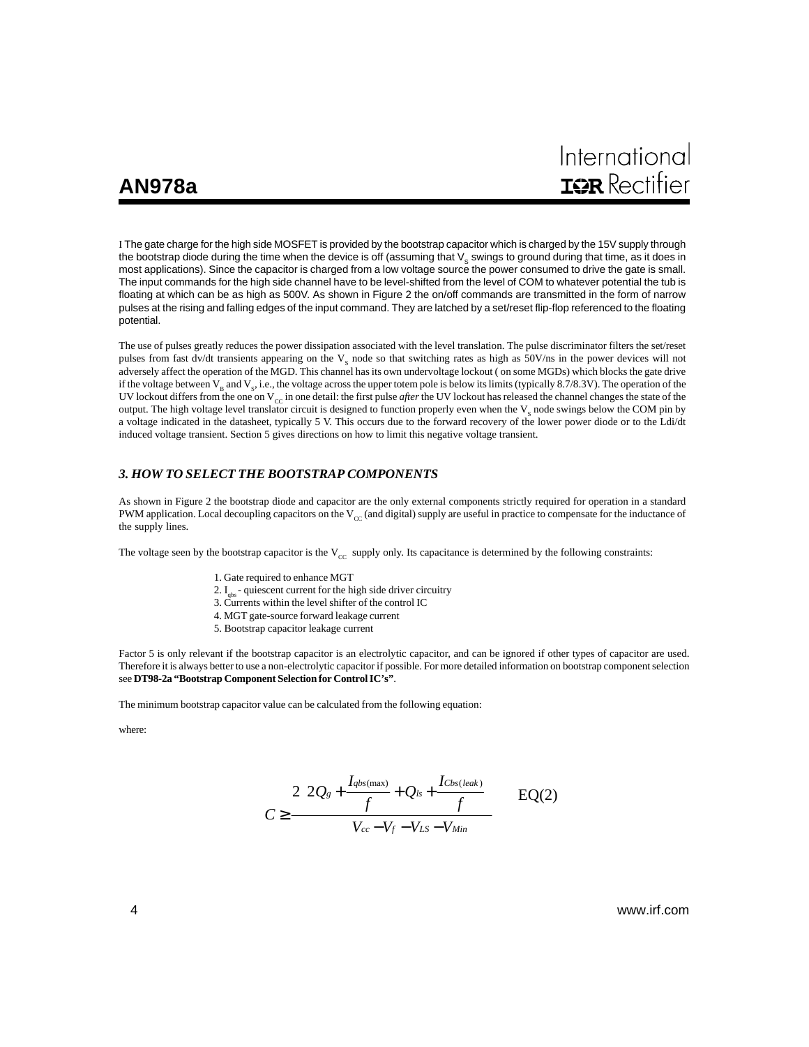I The gate charge for the high side MOSFET is provided by the bootstrap capacitor which is charged by the 15V supply through the bootstrap diode during the time when the device is off (assuming that $V_S$ swings to ground during that time, as it does in most applications). Since the capacitor is charged from a low voltage source the power consumed to drive the gate is small. The input commands for the high side channel have to be level-shifted from the level of COM to whatever potential the tub is floating at which can be as high as 500V. As shown in Figure 2 the on/off commands are transmitted in the form of narrow pulses at the rising and falling edges of the input command. They are latched by a set/reset flip-flop referenced to the floating potential.

The use of pulses greatly reduces the power dissipation associated with the level translation. The pulse discriminator filters the set/reset pulses from fast dv/dt transients appearing on the $V_S$ node so that switching rates as high as 50V/ns in the power devices will not adversely affect the operation of the MGD. This channel has its own undervoltage lockout ( on some MGDs) which blocks the gate drive if the voltage between $V_B$ and $V_S$, i.e., the voltage across the upper totem pole is below its limits (typically 8.7/8.3V). The operation of the UV lockout differs from the one on $V_{CC}$ in one detail: the first pulse *after* the UV lockout has released the channel changes the state of the output. The high voltage level translator circuit is designed to function properly even when the $V_S$ node swings below the COM pin by a voltage indicated in the datasheet, typically 5 V. This occurs due to the forward recovery of the lower power diode or to the Ldi/dt induced voltage transient. Section 5 gives directions on how to limit this negative voltage transient.

### *3. HOW TO SELECT THE BOOTSTRAP COMPONENTS*

As shown in Figure 2 the bootstrap diode and capacitor are the only external components strictly required for operation in a standard PWM application. Local decoupling capacitors on the $V_{CC}$ (and digital) supply are useful in practice to compensate for the inductance of the supply lines.

The voltage seen by the bootstrap capacitor is the $V_{CC}$ supply only. Its capacitance is determined by the following constraints:

1. Gate required to enhance MGT
2. $I_{qbs}$ - quiescent current for the high side driver circuitry
3. Currents within the level shifter of the control IC
4. MGT gate-source forward leakage current
5. Bootstrap capacitor leakage current

Factor 5 is only relevant if the bootstrap capacitor is an electrolytic capacitor, and can be ignored if other types of capacitor are used. Therefore it is always better to use a non-electrolytic capacitor if possible. For more detailed information on bootstrap component selection see **DT98-2a "Bootstrap Component Selection for Control IC's"**.

The minimum bootstrap capacitor value can be calculated from the following equation:

where:

$$C \geq \frac{2\left[2Q_g + \frac{I_{qbs(\max)}}{f} + Q_{ls} + \frac{I_{Cbs(leak)}}{f}\right]}{V_{cc} - V_f - V_{LS} - V_{Min}} \qquad \text{EQ(2)}$$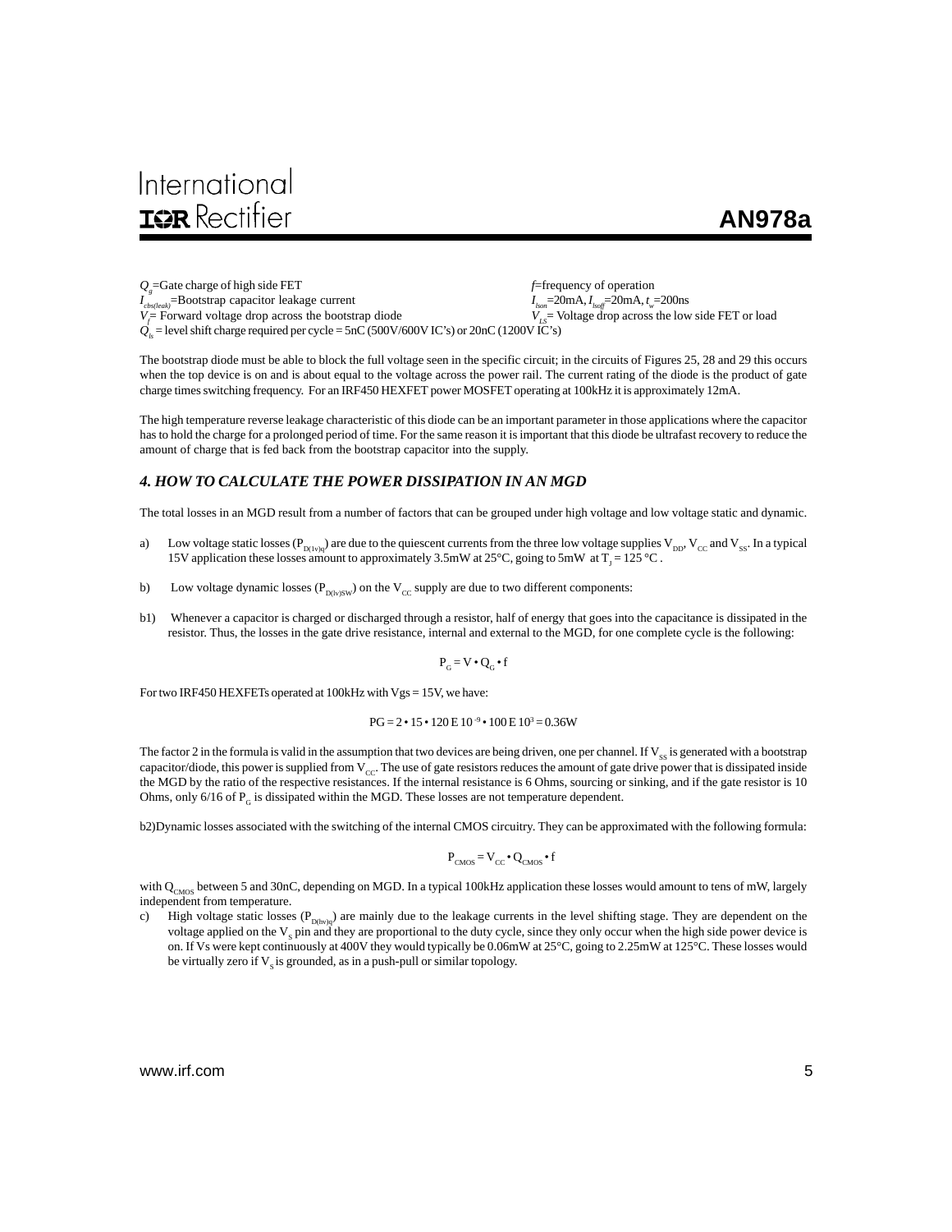$Q_g$=Gate charge of high side FET

$I_{cbs(leak)}$=Bootstrap capacitor leakage current

$V_f$= Forward voltage drop across the bootstrap diode

$Q_{ls}$ = level shift charge required per cycle = 5nC (500V/600V IC's) or 20nC (1200V IC's)

$f$=frequency of operation

$I_{lson}$=20mA, $I_{lsoff}$=20mA, $t_w$=200ns

$V_{LS}$= Voltage drop across the low side FET or load

The bootstrap diode must be able to block the full voltage seen in the specific circuit; in the circuits of Figures 25, 28 and 29 this occurs when the top device is on and is about equal to the voltage across the power rail. The current rating of the diode is the product of gate charge times switching frequency. For an IRF450 HEXFET power MOSFET operating at 100kHz it is approximately 12mA.

The high temperature reverse leakage characteristic of this diode can be an important parameter in those applications where the capacitor has to hold the charge for a prolonged period of time. For the same reason it is important that this diode be ultrafast recovery to reduce the amount of charge that is fed back from the bootstrap capacitor into the supply.

## *4. HOW TO CALCULATE THE POWER DISSIPATION IN AN MGD*

The total losses in an MGD result from a number of factors that can be grouped under high voltage and low voltage static and dynamic.

a) Low voltage static losses ($P_{D(1v)q}$) are due to the quiescent currents from the three low voltage supplies $V_{DD}$, $V_{CC}$ and $V_{SS}$. In a typical 15V application these losses amount to approximately 3.5mW at 25°C, going to 5mW at $T_J$ = 125 °C .

b) Low voltage dynamic losses ($P_{D(lv)SW}$) on the $V_{CC}$ supply are due to two different components:

b1) Whenever a capacitor is charged or discharged through a resistor, half of energy that goes into the capacitance is dissipated in the resistor. Thus, the losses in the gate drive resistance, internal and external to the MGD, for one complete cycle is the following:

$$P_G = V \cdot Q_G \cdot f$$

For two IRF450 HEXFETs operated at 100kHz with Vgs = 15V, we have:

$$PG = 2 \cdot 15 \cdot 120\,E\,10^{-9} \cdot 100\,E\,10^{3} = 0.36W$$

The factor 2 in the formula is valid in the assumption that two devices are being driven, one per channel. If $V_{SS}$ is generated with a bootstrap capacitor/diode, this power is supplied from $V_{CC}$. The use of gate resistors reduces the amount of gate drive power that is dissipated inside the MGD by the ratio of the respective resistances. If the internal resistance is 6 Ohms, sourcing or sinking, and if the gate resistor is 10 Ohms, only 6/16 of $P_G$ is dissipated within the MGD. These losses are not temperature dependent.

b2)Dynamic losses associated with the switching of the internal CMOS circuitry. They can be approximated with the following formula:

$$P_{CMOS} = V_{CC} \cdot Q_{CMOS} \cdot f$$

with $Q_{CMOS}$ between 5 and 30nC, depending on MGD. In a typical 100kHz application these losses would amount to tens of mW, largely independent from temperature.

c) High voltage static losses ($P_{D(hv)q}$) are mainly due to the leakage currents in the level shifting stage. They are dependent on the voltage applied on the $V_S$ pin and they are proportional to the duty cycle, since they only occur when the high side power device is on. If Vs were kept continuously at 400V they would typically be 0.06mW at 25°C, going to 2.25mW at 125°C. These losses would be virtually zero if $V_S$ is grounded, as in a push-pull or similar topology.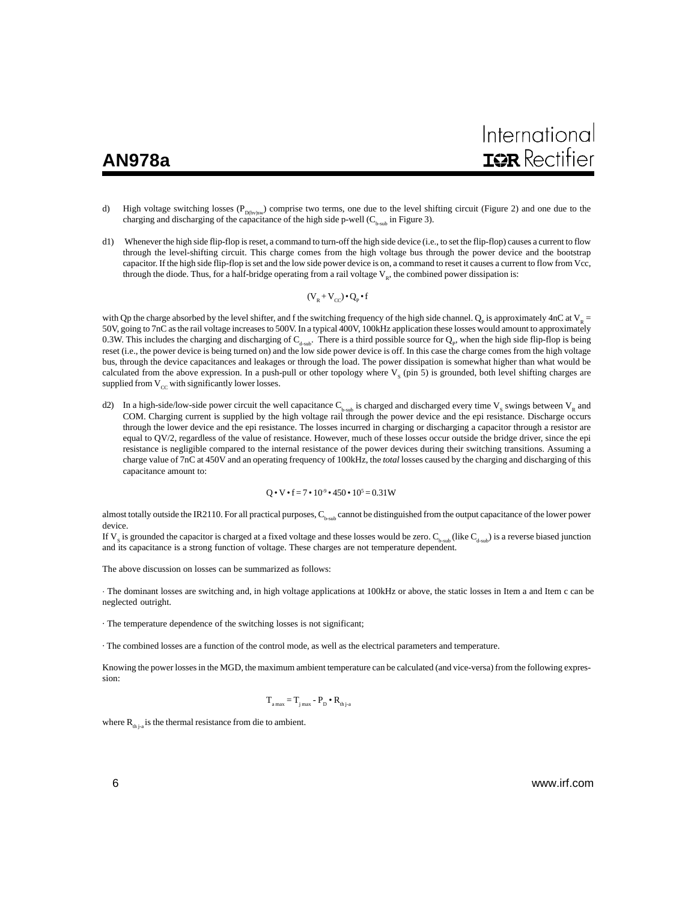d) High voltage switching losses ($P_{D(hv)sw}$) comprise two terms, one due to the level shifting circuit (Figure 2) and one due to the charging and discharging of the capacitance of the high side p-well ($C_{b\text{-}sub}$ in Figure 3).

d1) Whenever the high side flip-flop is reset, a command to turn-off the high side device (i.e., to set the flip-flop) causes a current to flow through the level-shifting circuit. This charge comes from the high voltage bus through the power device and the bootstrap capacitor. If the high side flip-flop is set and the low side power device is on, a command to reset it causes a current to flow from Vcc, through the diode. Thus, for a half-bridge operating from a rail voltage $V_R$, the combined power dissipation is:

$$(V_R + V_{CC}) \bullet Q_P \bullet f$$

with Qp the charge absorbed by the level shifter, and f the switching frequency of the high side channel. $Q_P$ is approximately 4nC at $V_R$ = 50V, going to 7nC as the rail voltage increases to 500V. In a typical 400V, 100kHz application these losses would amount to approximately 0.3W. This includes the charging and discharging of $C_{d\text{-}sub}$. There is a third possible source for $Q_P$, when the high side flip-flop is being reset (i.e., the power device is being turned on) and the low side power device is off. In this case the charge comes from the high voltage bus, through the device capacitances and leakages or through the load. The power dissipation is somewhat higher than what would be calculated from the above expression. In a push-pull or other topology where $V_S$ (pin 5) is grounded, both level shifting charges are supplied from $V_{CC}$ with significantly lower losses.

d2) In a high-side/low-side power circuit the well capacitance $C_{b\text{-}sub}$ is charged and discharged every time $V_S$ swings between $V_R$ and COM. Charging current is supplied by the high voltage rail through the power device and the epi resistance. Discharge occurs through the lower device and the epi resistance. The losses incurred in charging or discharging a capacitor through a resistor are equal to QV/2, regardless of the value of resistance. However, much of these losses occur outside the bridge driver, since the epi resistance is negligible compared to the internal resistance of the power devices during their switching transitions. Assuming a charge value of 7nC at 450V and an operating frequency of 100kHz, the *total* losses caused by the charging and discharging of this capacitance amount to:

$$Q \bullet V \bullet f = 7 \bullet 10^{-9} \bullet 450 \bullet 10^5 = 0.31\text{W}$$

almost totally outside the IR2110. For all practical purposes, $C_{b\text{-}sub}$ cannot be distinguished from the output capacitance of the lower power device.

If $V_S$ is grounded the capacitor is charged at a fixed voltage and these losses would be zero. $C_{b\text{-}sub}$ (like $C_{d\text{-}sub}$) is a reverse biased junction and its capacitance is a strong function of voltage. These charges are not temperature dependent.

The above discussion on losses can be summarized as follows:

· The dominant losses are switching and, in high voltage applications at 100kHz or above, the static losses in Item a and Item c can be neglected outright.

· The temperature dependence of the switching losses is not significant;

· The combined losses are a function of the control mode, as well as the electrical parameters and temperature.

Knowing the power losses in the MGD, the maximum ambient temperature can be calculated (and vice-versa) from the following expression:

$$T_{a\,max} = T_{j\,max} - P_D \bullet R_{th\,j\text{-}a}$$

where $R_{th\,j\text{-}a}$ is the thermal resistance from die to ambient.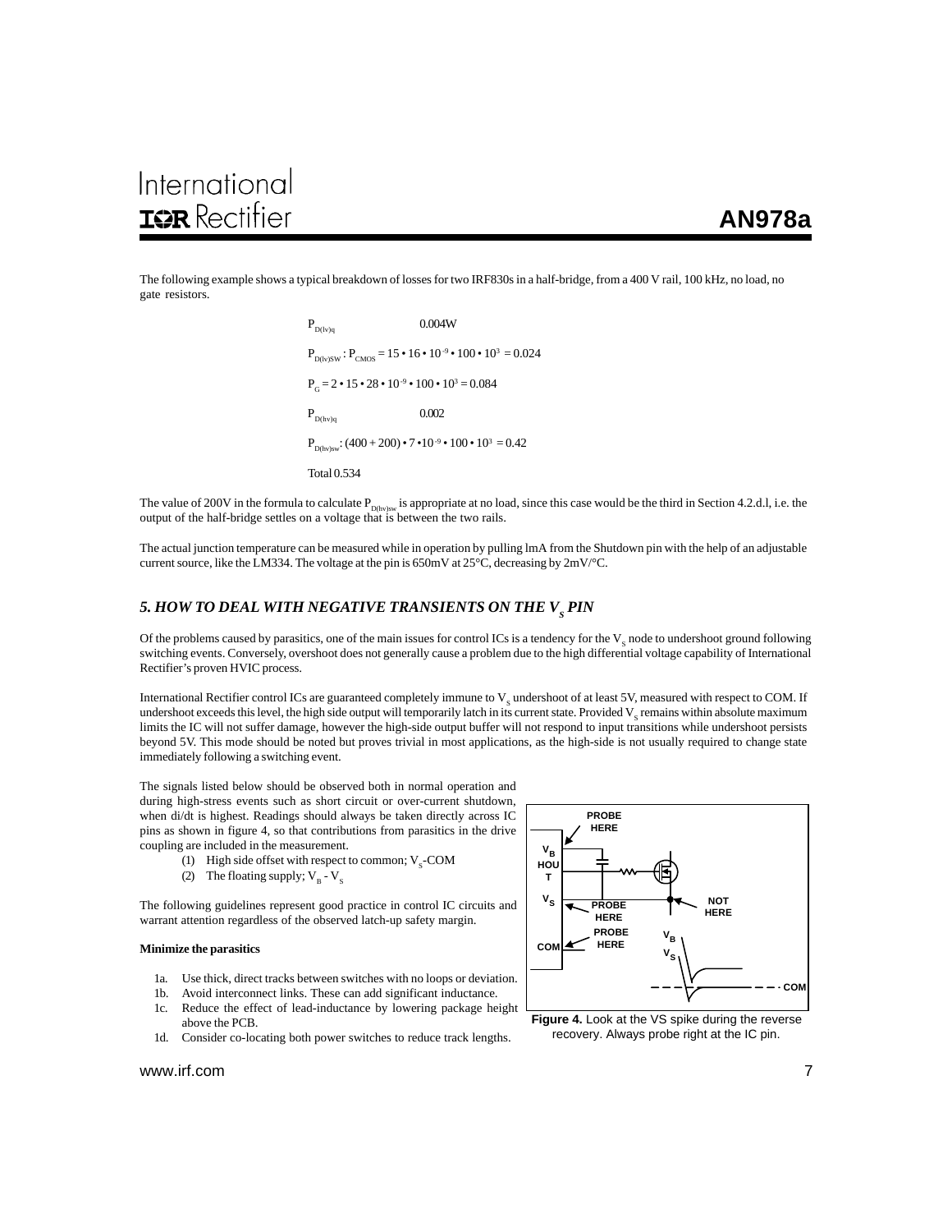The following example shows a typical breakdown of losses for two IRF830s in a half-bridge, from a 400 V rail, 100 kHz, no load, no gate resistors.

$P_{D(lv)q}$ 0.004W

$P_{D(lv)SW} : P_{CMOS} = 15 \cdot 16 \cdot 10^{-9} \cdot 100 \cdot 10^{3} = 0.024$

$P_{G} = 2 \cdot 15 \cdot 28 \cdot 10^{-9} \cdot 100 \cdot 10^{3} = 0.084$

$P_{D(hv)q}$ 0.002

$P_{D(hv)sw}: (400 + 200) \cdot 7 \cdot 10^{-9} \cdot 100 \cdot 10^{3} = 0.42$

Total 0.534

The value of 200V in the formula to calculate $P_{D(hv)sw}$ is appropriate at no load, since this case would be the third in Section 4.2.d.l, i.e. the output of the half-bridge settles on a voltage that is between the two rails.

The actual junction temperature can be measured while in operation by pulling lmA from the Shutdown pin with the help of an adjustable current source, like the LM334. The voltage at the pin is 650mV at 25°C, decreasing by 2mV/°C.

## *5. HOW TO DEAL WITH NEGATIVE TRANSIENTS ON THE $V_S$ PIN*

Of the problems caused by parasitics, one of the main issues for control ICs is a tendency for the $V_S$ node to undershoot ground following switching events. Conversely, overshoot does not generally cause a problem due to the high differential voltage capability of International Rectifier's proven HVIC process.

International Rectifier control ICs are guaranteed completely immune to $V_S$ undershoot of at least 5V, measured with respect to COM. If undershoot exceeds this level, the high side output will temporarily latch in its current state. Provided $V_S$ remains within absolute maximum limits the IC will not suffer damage, however the high-side output buffer will not respond to input transitions while undershoot persists beyond 5V. This mode should be noted but proves trivial in most applications, as the high-side is not usually required to change state immediately following a switching event.

The signals listed below should be observed both in normal operation and during high-stress events such as short circuit or over-current shutdown, when di/dt is highest. Readings should always be taken directly across IC pins as shown in figure 4, so that contributions from parasitics in the drive coupling are included in the measurement.

(1) High side offset with respect to common; $V_S$-COM

(2) The floating supply; $V_B$ - $V_S$

The following guidelines represent good practice in control IC circuits and warrant attention regardless of the observed latch-up safety margin.

**Minimize the parasitics**

1a. Use thick, direct tracks between switches with no loops or deviation.

1b. Avoid interconnect links. These can add significant inductance.

1c. Reduce the effect of lead-inductance by lowering package height above the PCB.

1d. Consider co-locating both power switches to reduce track lengths.

**Figure 4.** Look at the VS spike during the reverse recovery. Always probe right at the IC pin.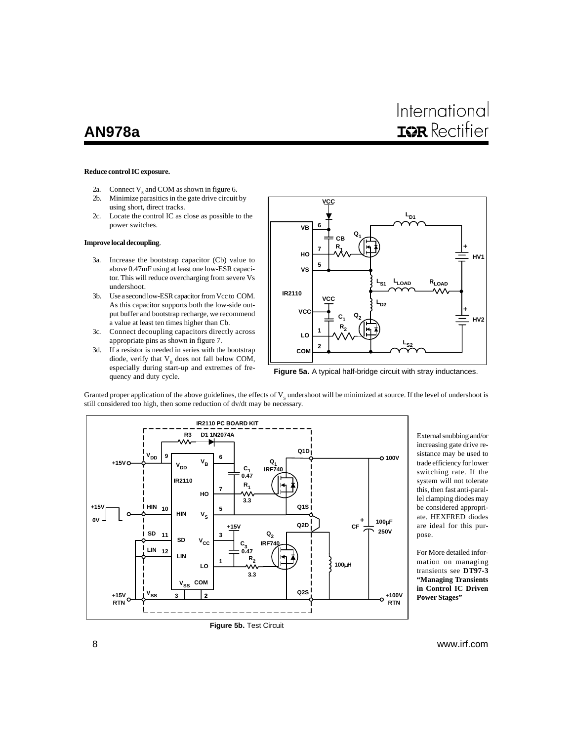**Reduce control IC exposure.**

- 2a. Connect $V_s$ and COM as shown in figure 6.
- 2b. Minimize parasitics in the gate drive circuit by using short, direct tracks.
- 2c. Locate the control IC as close as possible to the power switches.

**Improve local decoupling**.

- 3a. Increase the bootstrap capacitor (Cb) value to above 0.47mF using at least one low-ESR capacitor. This will reduce overcharging from severe Vs undershoot.
- 3b. Use a second low-ESR capacitor from Vcc to COM. As this capacitor supports both the low-side output buffer and bootstrap recharge, we recommend a value at least ten times higher than Cb.
- 3c. Connect decoupling capacitors directly across appropriate pins as shown in figure 7.
- 3d. If a resistor is needed in series with the bootstrap diode, verify that $V_B$ does not fall below COM, especially during start-up and extremes of frequency and duty cycle.

**Figure 5a.** A typical half-bridge circuit with stray inductances.

Granted proper application of the above guidelines, the effects of $V_s$ undershoot will be minimized at source. If the level of undershoot is still considered too high, then some reduction of dv/dt may be necessary.

**Figure 5b.** Test Circuit

External snubbing and/or increasing gate drive resistance may be used to trade efficiency for lower switching rate. If the system will not tolerate this, then fast anti-parallel clamping diodes may be considered appropriate. HEXFRED diodes are ideal for this purpose.

For More detailed information on managing transients see **DT97-3 "Managing Transients in Control IC Driven Power Stages"**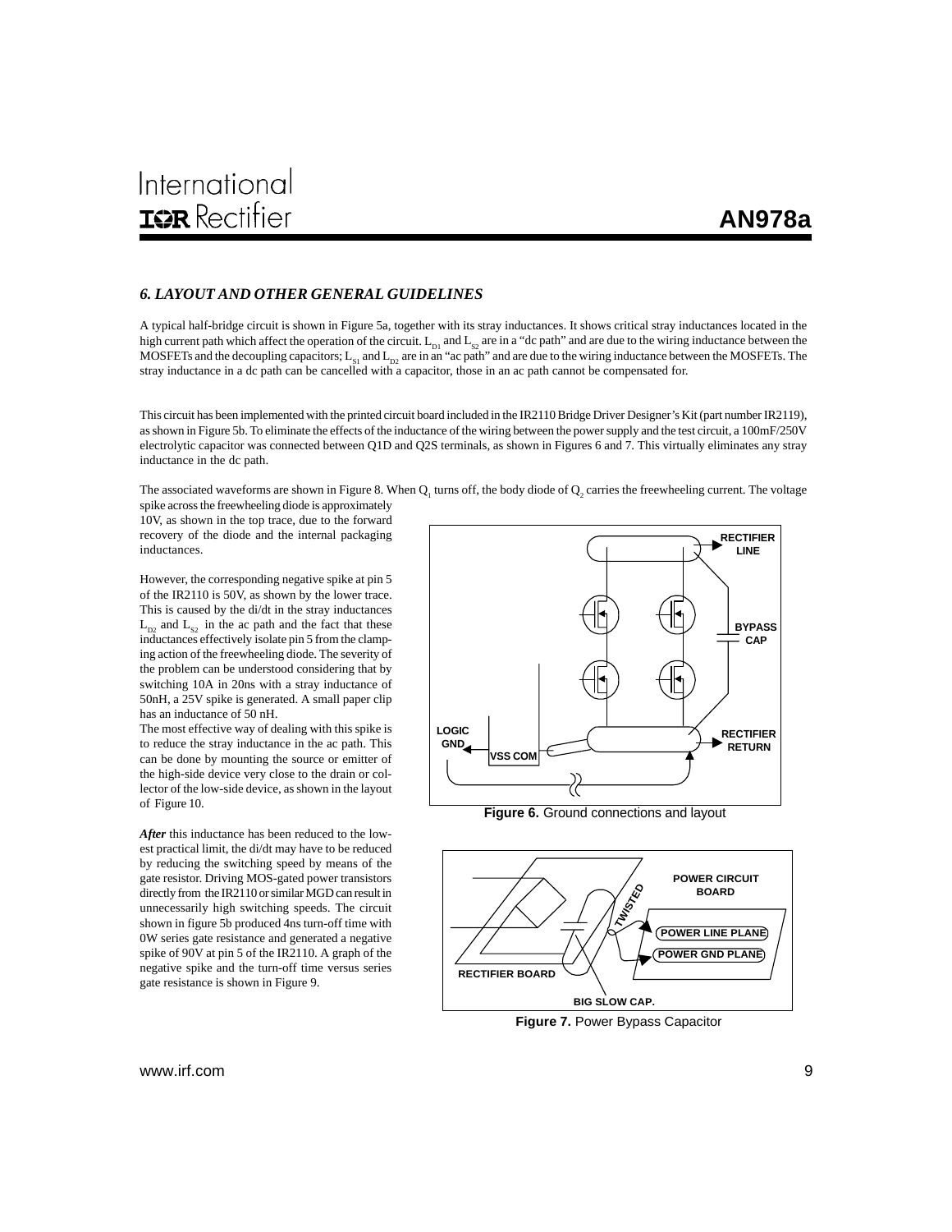## 6. LAYOUT AND OTHER GENERAL GUIDELINES

A typical half-bridge circuit is shown in Figure 5a, together with its stray inductances. It shows critical stray inductances located in the high current path which affect the operation of the circuit. $L_{D1}$ and $L_{S2}$ are in a "dc path" and are due to the wiring inductance between the MOSFETs and the decoupling capacitors; $L_{S1}$ and $L_{D2}$ are in an "ac path" and are due to the wiring inductance between the MOSFETs. The stray inductance in a dc path can be cancelled with a capacitor, those in an ac path cannot be compensated for.

This circuit has been implemented with the printed circuit board included in the IR2110 Bridge Driver Designer's Kit (part number IR2119), as shown in Figure 5b. To eliminate the effects of the inductance of the wiring between the power supply and the test circuit, a 100mF/250V electrolytic capacitor was connected between Q1D and Q2S terminals, as shown in Figures 6 and 7. This virtually eliminates any stray inductance in the dc path.

The associated waveforms are shown in Figure 8. When $Q_1$ turns off, the body diode of $Q_2$ carries the freewheeling current. The voltage spike across the freewheeling diode is approximately 10V, as shown in the top trace, due to the forward recovery of the diode and the internal packaging inductances.

However, the corresponding negative spike at pin 5 of the IR2110 is 50V, as shown by the lower trace. This is caused by the di/dt in the stray inductances $L_{D2}$ and $L_{S2}$ in the ac path and the fact that these inductances effectively isolate pin 5 from the clamping action of the freewheeling diode. The severity of the problem can be understood considering that by switching 10A in 20ns with a stray inductance of 50nH, a 25V spike is generated. A small paper clip has an inductance of 50 nH.

The most effective way of dealing with this spike is to reduce the stray inductance in the ac path. This can be done by mounting the source or emitter of the high-side device very close to the drain or collector of the low-side device, as shown in the layout of Figure 10.

***After*** this inductance has been reduced to the lowest practical limit, the di/dt may have to be reduced by reducing the switching speed by means of the gate resistor. Driving MOS-gated power transistors directly from the IR2110 or similar MGD can result in unnecessarily high switching speeds. The circuit shown in figure 5b produced 4ns turn-off time with 0W series gate resistance and generated a negative spike of 90V at pin 5 of the IR2110. A graph of the negative spike and the turn-off time versus series gate resistance is shown in Figure 9.

RECTIFIER LINE, BYPASS CAP, LOGIC GND, VSS COM, RECTIFIER RETURN

**Figure 6.** Ground connections and layout

POWER CIRCUIT BOARD, TWISTED, POWER LINE PLANE, POWER GND PLANE, RECTIFIER BOARD, BIG SLOW CAP.

**Figure 7.** Power Bypass Capacitor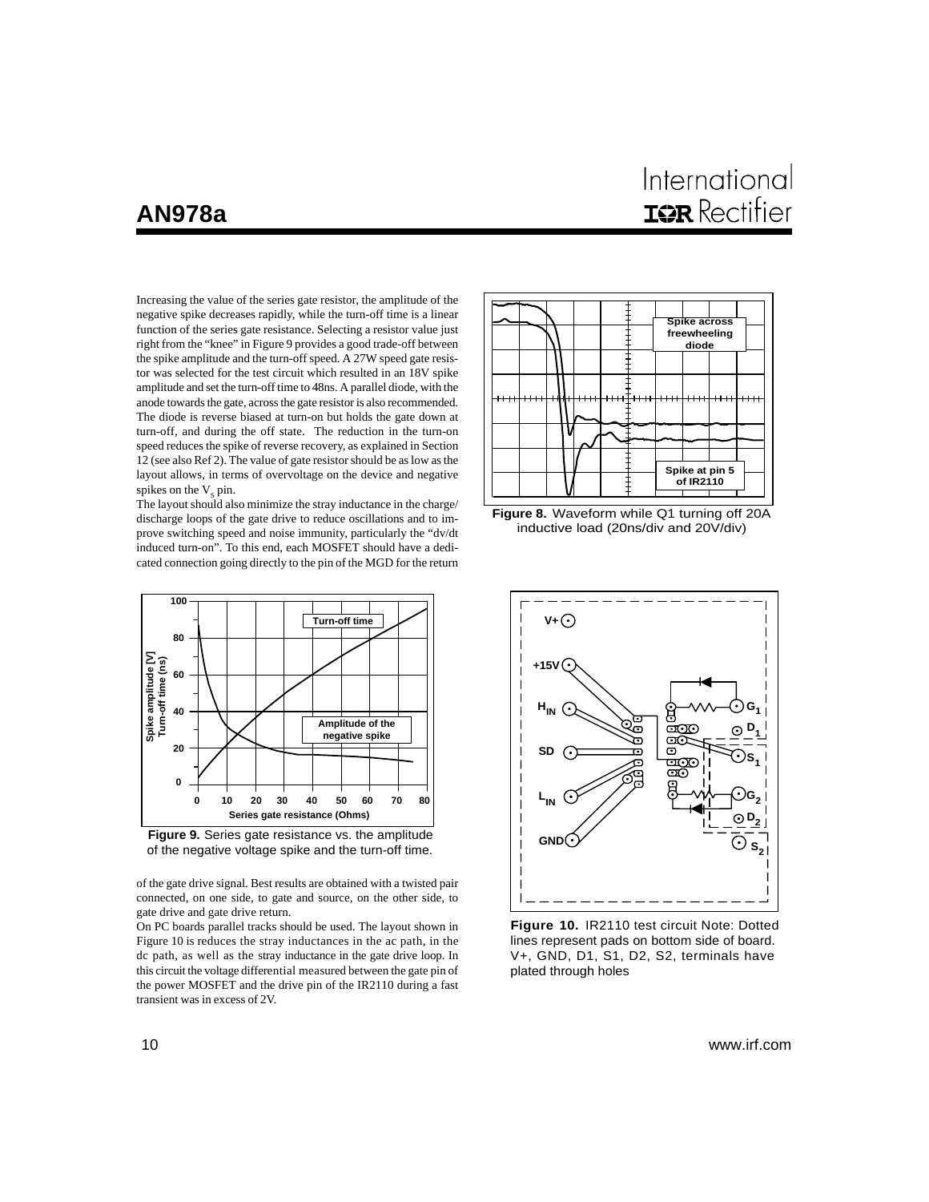Increasing the value of the series gate resistor, the amplitude of the negative spike decreases rapidly, while the turn-off time is a linear function of the series gate resistance. Selecting a resistor value just right from the "knee" in Figure 9 provides a good trade-off between the spike amplitude and the turn-off speed. A 27W speed gate resistor was selected for the test circuit which resulted in an 18V spike amplitude and set the turn-off time to 48ns. A parallel diode, with the anode towards the gate, across the gate resistor is also recommended. The diode is reverse biased at turn-on but holds the gate down at turn-off, and during the off state. The reduction in the turn-on speed reduces the spike of reverse recovery, as explained in Section 12 (see also Ref 2). The value of gate resistor should be as low as the layout allows, in terms of overvoltage on the device and negative spikes on the $V_S$ pin.

The layout should also minimize the stray inductance in the charge/discharge loops of the gate drive to reduce oscillations and to improve switching speed and noise immunity, particularly the "dv/dt induced turn-on". To this end, each MOSFET should have a dedicated connection going directly to the pin of the MGD for the return of the gate drive signal. Best results are obtained with a twisted pair connected, on one side, to gate and source, on the other side, to gate drive and gate drive return.

On PC boards parallel tracks should be used. The layout shown in Figure 10 is reduces the stray inductances in the ac path, in the dc path, as well as the stray inductance in the gate drive loop. In this circuit the voltage differential measured between the gate pin of the power MOSFET and the drive pin of the IR2110 during a fast transient was in excess of 2V.

**Figure 8.** Waveform while Q1 turning off 20A inductive load (20ns/div and 20V/div)

**Figure 9.** Series gate resistance vs. the amplitude of the negative voltage spike and the turn-off time.

**Figure 10.** IR2110 test circuit Note: Dotted lines represent pads on bottom side of board. V+, GND, D1, S1, D2, S2, terminals have plated through holes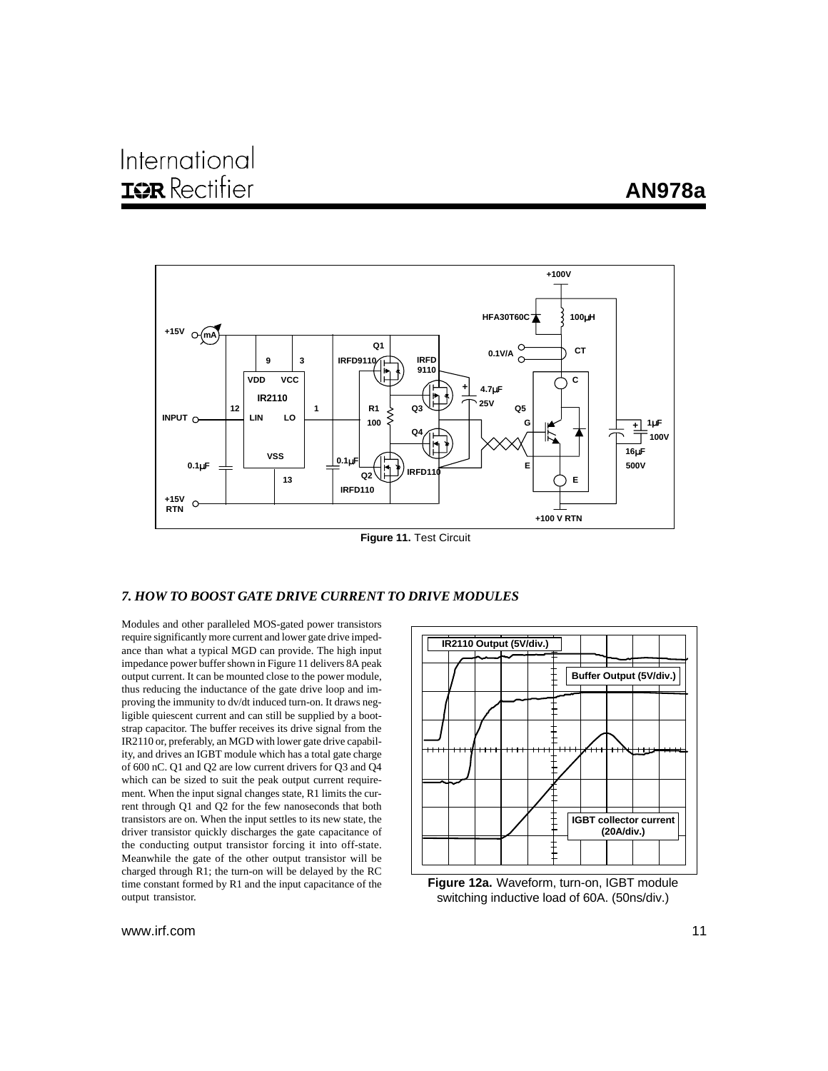**Figure 11.** Test Circuit

### *7. HOW TO BOOST GATE DRIVE CURRENT TO DRIVE MODULES*

Modules and other paralleled MOS-gated power transistors require significantly more current and lower gate drive impedance than what a typical MGD can provide. The high input impedance power buffer shown in Figure 11 delivers 8A peak output current. It can be mounted close to the power module, thus reducing the inductance of the gate drive loop and improving the immunity to dv/dt induced turn-on. It draws negligible quiescent current and can still be supplied by a bootstrap capacitor. The buffer receives its drive signal from the IR2110 or, preferably, an MGD with lower gate drive capability, and drives an IGBT module which has a total gate charge of 600 nC. Q1 and Q2 are low current drivers for Q3 and Q4 which can be sized to suit the peak output current requirement. When the input signal changes state, R1 limits the current through Q1 and Q2 for the few nanoseconds that both transistors are on. When the input settles to its new state, the driver transistor quickly discharges the gate capacitance of the conducting output transistor forcing it into off-state. Meanwhile the gate of the other output transistor will be charged through R1; the turn-on will be delayed by the RC time constant formed by R1 and the input capacitance of the output transistor.

**Figure 12a.** Waveform, turn-on, IGBT module switching inductive load of 60A. (50ns/div.)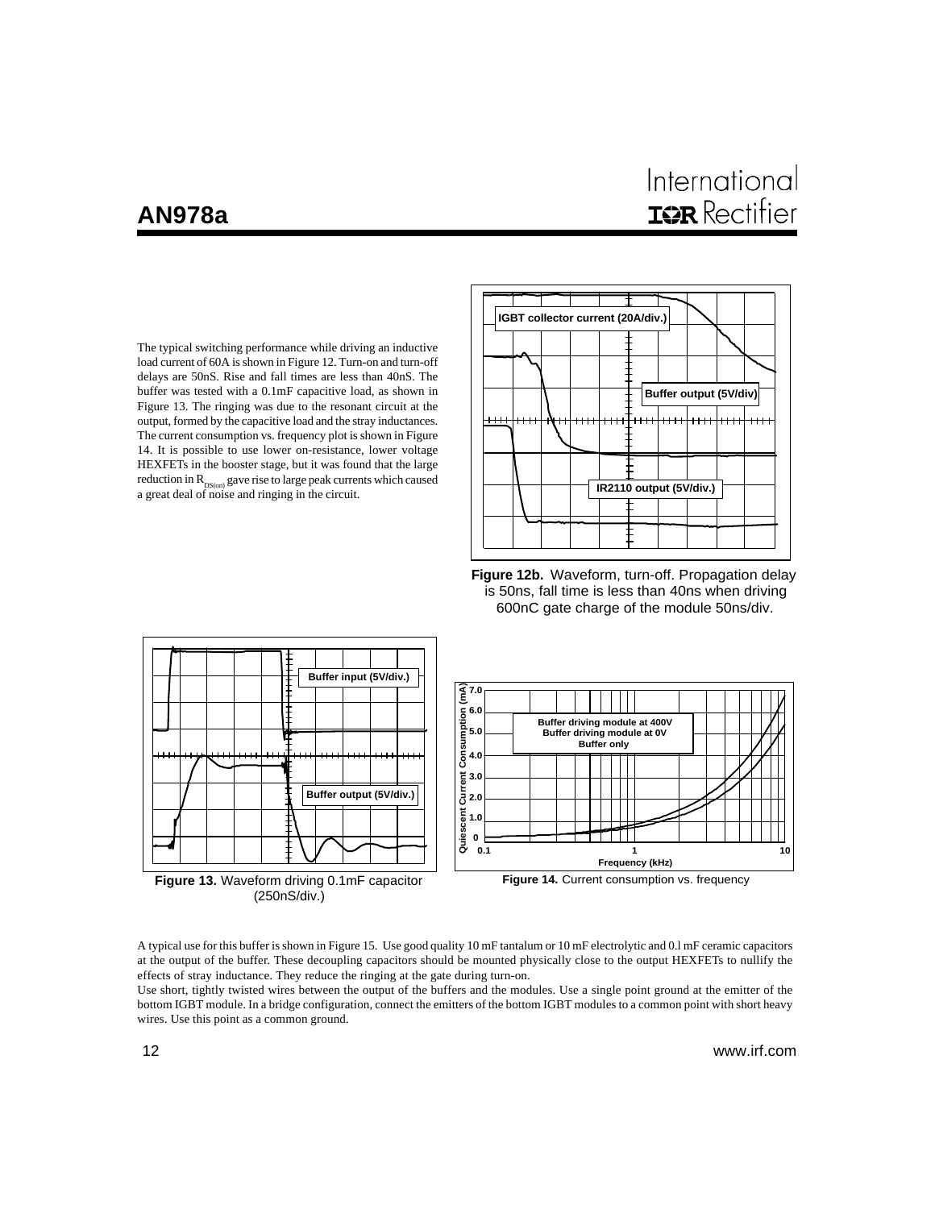The typical switching performance while driving an inductive load current of 60A is shown in Figure 12. Turn-on and turn-off delays are 50nS. Rise and fall times are less than 40nS. The buffer was tested with a 0.1mF capacitive load, as shown in Figure 13. The ringing was due to the resonant circuit at the output, formed by the capacitive load and the stray inductances. The current consumption vs. frequency plot is shown in Figure 14. It is possible to use lower on-resistance, lower voltage HEXFETs in the booster stage, but it was found that the large reduction in $R_{DS(on)}$ gave rise to large peak currents which caused a great deal of noise and ringing in the circuit.

**Figure 12b.** Waveform, turn-off. Propagation delay is 50ns, fall time is less than 40ns when driving 600nC gate charge of the module 50ns/div.

**Figure 13.** Waveform driving 0.1mF capacitor (250nS/div.)

**Figure 14.** Current consumption vs. frequency

A typical use for this buffer is shown in Figure 15. Use good quality 10 mF tantalum or 10 mF electrolytic and 0.l mF ceramic capacitors at the output of the buffer. These decoupling capacitors should be mounted physically close to the output HEXFETs to nullify the effects of stray inductance. They reduce the ringing at the gate during turn-on.

Use short, tightly twisted wires between the output of the buffers and the modules. Use a single point ground at the emitter of the bottom IGBT module. In a bridge configuration, connect the emitters of the bottom IGBT modules to a common point with short heavy wires. Use this point as a common ground.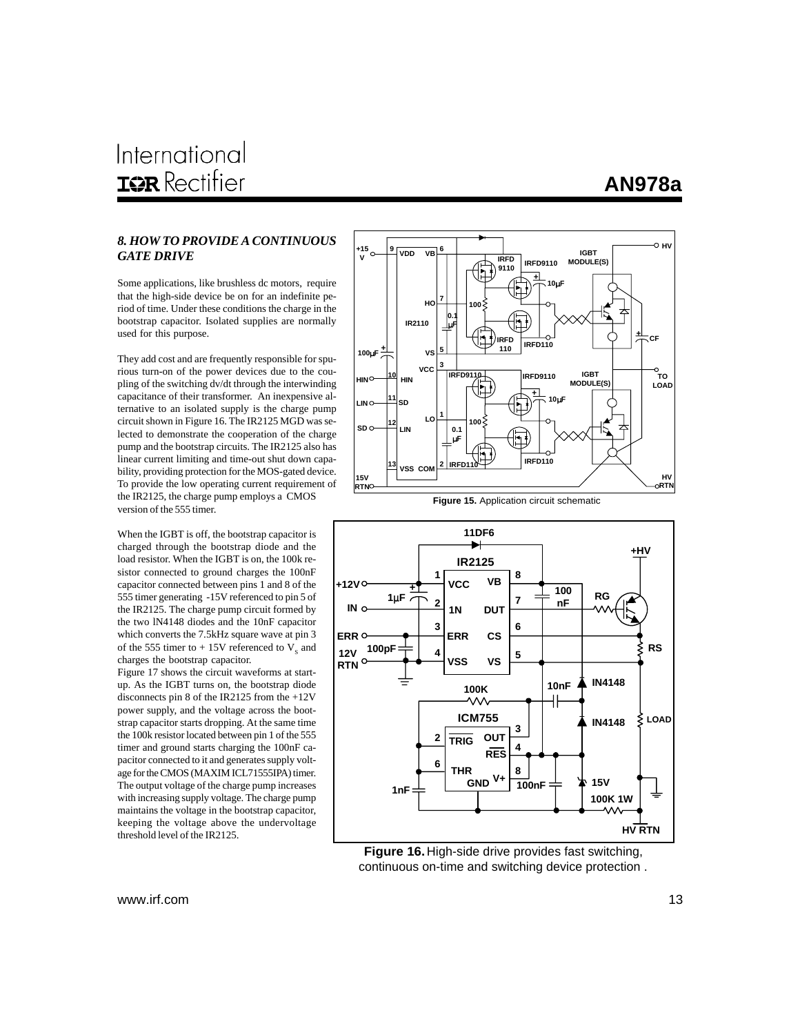## 8. HOW TO PROVIDE A CONTINUOUS GATE DRIVE

Some applications, like brushless dc motors, require that the high-side device be on for an indefinite period of time. Under these conditions the charge in the bootstrap capacitor. Isolated supplies are normally used for this purpose.

They add cost and are frequently responsible for spurious turn-on of the power devices due to the coupling of the switching dv/dt through the interwinding capacitance of their transformer. An inexpensive alternative to an isolated supply is the charge pump circuit shown in Figure 16. The IR2125 MGD was selected to demonstrate the cooperation of the charge pump and the bootstrap circuits. The IR2125 also has linear current limiting and time-out shut down capability, providing protection for the MOS-gated device. To provide the low operating current requirement of the IR2125, the charge pump employs a CMOS version of the 555 timer.

When the IGBT is off, the bootstrap capacitor is charged through the bootstrap diode and the load resistor. When the IGBT is on, the 100k resistor connected to ground charges the 100nF capacitor connected between pins 1 and 8 of the 555 timer generating -15V referenced to pin 5 of the IR2125. The charge pump circuit formed by the two lN4148 diodes and the 10nF capacitor which converts the 7.5kHz square wave at pin 3 of the 555 timer to + 15V referenced to $V_s$ and charges the bootstrap capacitor.

Figure 17 shows the circuit waveforms at start-up. As the IGBT turns on, the bootstrap diode disconnects pin 8 of the IR2125 from the +12V power supply, and the voltage across the bootstrap capacitor starts dropping. At the same time the 100k resistor located between pin 1 of the 555 timer and ground starts charging the 100nF capacitor connected to it and generates supply voltage for the CMOS (MAXIM ICL71555IPA) timer. The output voltage of the charge pump increases with increasing supply voltage. The charge pump maintains the voltage in the bootstrap capacitor, keeping the voltage above the undervoltage threshold level of the IR2125.

**Figure 15.** Application circuit schematic

**Figure 16.** High-side drive provides fast switching, continuous on-time and switching device protection .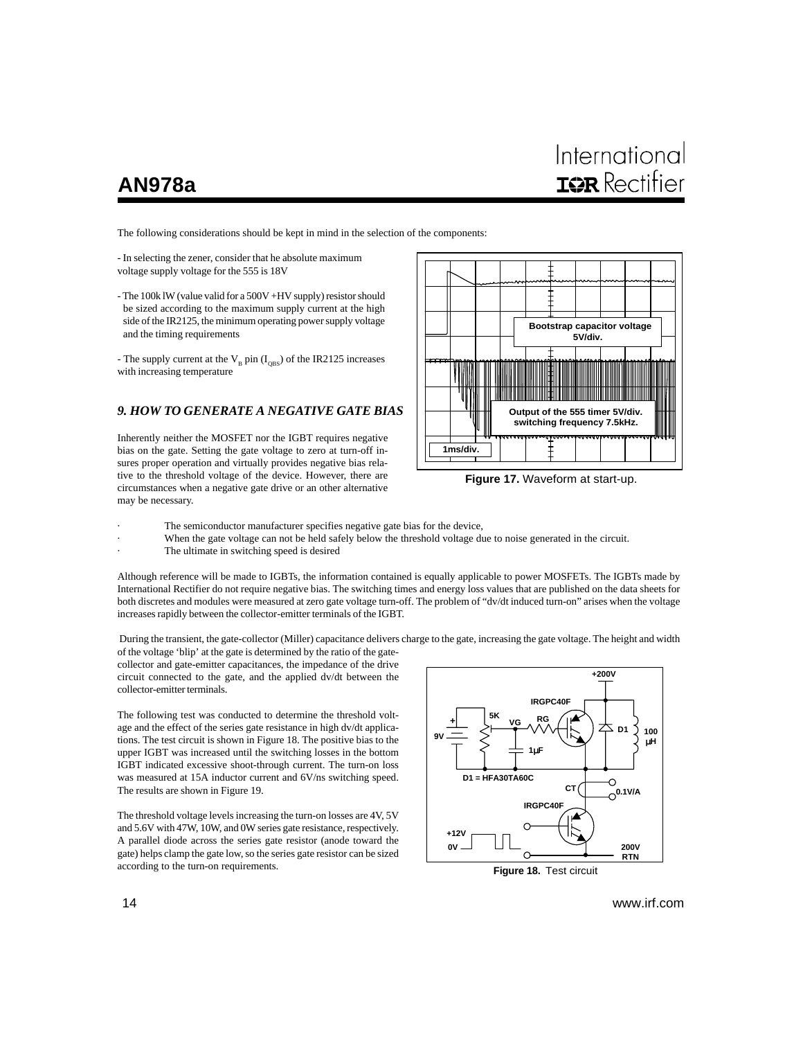The following considerations should be kept in mind in the selection of the components:

- In selecting the zener, consider that he absolute maximum voltage supply voltage for the 555 is 18V

- The 100k lW (value valid for a 500V +HV supply) resistor should be sized according to the maximum supply current at the high side of the IR2125, the minimum operating power supply voltage and the timing requirements

- The supply current at the $V_B$ pin ($I_{QBS}$) of the IR2125 increases with increasing temperature

Figure 17. Waveform at start-up.

## *9. HOW TO GENERATE A NEGATIVE GATE BIAS*

Inherently neither the MOSFET nor the IGBT requires negative bias on the gate. Setting the gate voltage to zero at turn-off insures proper operation and virtually provides negative bias relative to the threshold voltage of the device. However, there are circumstances when a negative gate drive or an other alternative may be necessary.

- The semiconductor manufacturer specifies negative gate bias for the device,
- When the gate voltage can not be held safely below the threshold voltage due to noise generated in the circuit.
- The ultimate in switching speed is desired

Although reference will be made to IGBTs, the information contained is equally applicable to power MOSFETs. The IGBTs made by International Rectifier do not require negative bias. The switching times and energy loss values that are published on the data sheets for both discretes and modules were measured at zero gate voltage turn-off. The problem of "dv/dt induced turn-on" arises when the voltage increases rapidly between the collector-emitter terminals of the IGBT.

During the transient, the gate-collector (Miller) capacitance delivers charge to the gate, increasing the gate voltage. The height and width of the voltage 'blip' at the gate is determined by the ratio of the gate-collector and gate-emitter capacitances, the impedance of the drive circuit connected to the gate, and the applied dv/dt between the collector-emitter terminals.

The following test was conducted to determine the threshold voltage and the effect of the series gate resistance in high dv/dt applications. The test circuit is shown in Figure 18. The positive bias to the upper IGBT was increased until the switching losses in the bottom IGBT indicated excessive shoot-through current. The turn-on loss was measured at 15A inductor current and 6V/ns switching speed. The results are shown in Figure 19.

The threshold voltage levels increasing the turn-on losses are 4V, 5V and 5.6V with 47W, 10W, and 0W series gate resistance, respectively. A parallel diode across the series gate resistor (anode toward the gate) helps clamp the gate low, so the series gate resistor can be sized according to the turn-on requirements.

Figure 18. Test circuit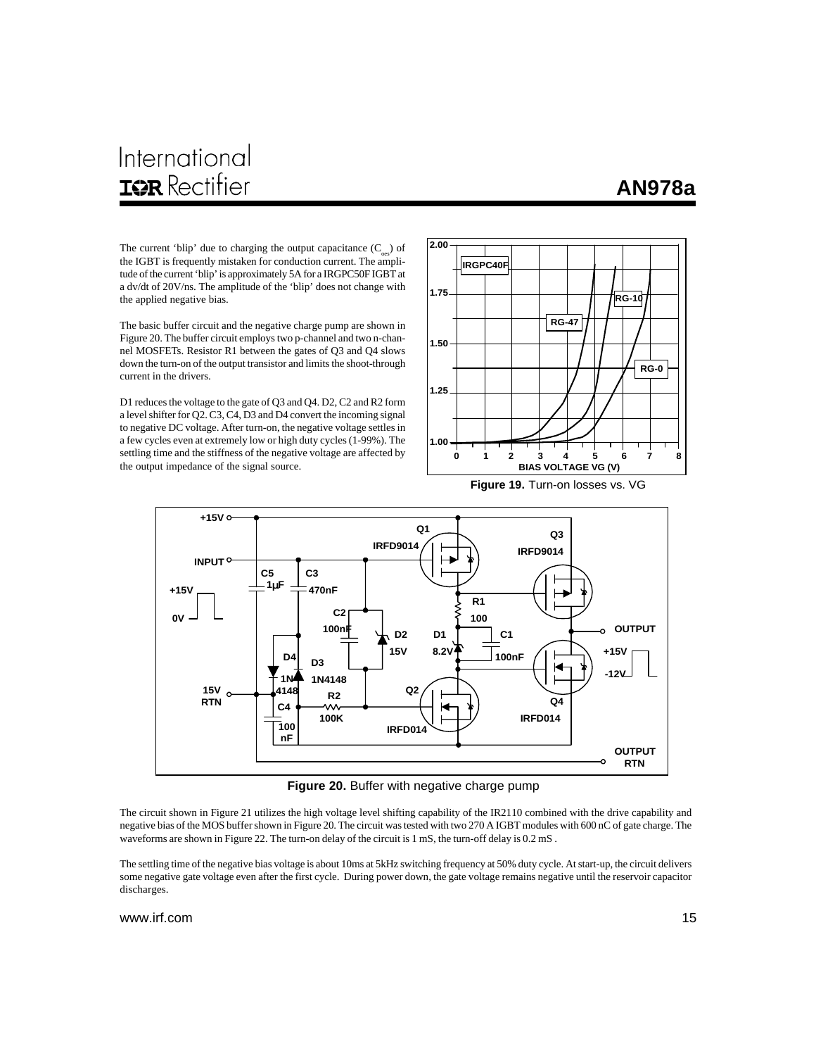The current 'blip' due to charging the output capacitance ($C_{oes}$) of the IGBT is frequently mistaken for conduction current. The amplitude of the current 'blip' is approximately 5A for a IRGPC50F IGBT at a dv/dt of 20V/ns. The amplitude of the 'blip' does not change with the applied negative bias.

The basic buffer circuit and the negative charge pump are shown in Figure 20. The buffer circuit employs two p-channel and two n-channel MOSFETs. Resistor R1 between the gates of Q3 and Q4 slows down the turn-on of the output transistor and limits the shoot-through current in the drivers.

D1 reduces the voltage to the gate of Q3 and Q4. D2, C2 and R2 form a level shifter for Q2. C3, C4, D3 and D4 convert the incoming signal to negative DC voltage. After turn-on, the negative voltage settles in a few cycles even at extremely low or high duty cycles (1-99%). The settling time and the stiffness of the negative voltage are affected by the output impedance of the signal source.

**Figure 19.** Turn-on losses vs. VG

**Figure 20.** Buffer with negative charge pump

The circuit shown in Figure 21 utilizes the high voltage level shifting capability of the IR2110 combined with the drive capability and negative bias of the MOS buffer shown in Figure 20. The circuit was tested with two 270 A IGBT modules with 600 nC of gate charge. The waveforms are shown in Figure 22. The turn-on delay of the circuit is 1 mS, the turn-off delay is 0.2 mS .

The settling time of the negative bias voltage is about 10ms at 5kHz switching frequency at 50% duty cycle. At start-up, the circuit delivers some negative gate voltage even after the first cycle. During power down, the gate voltage remains negative until the reservoir capacitor discharges.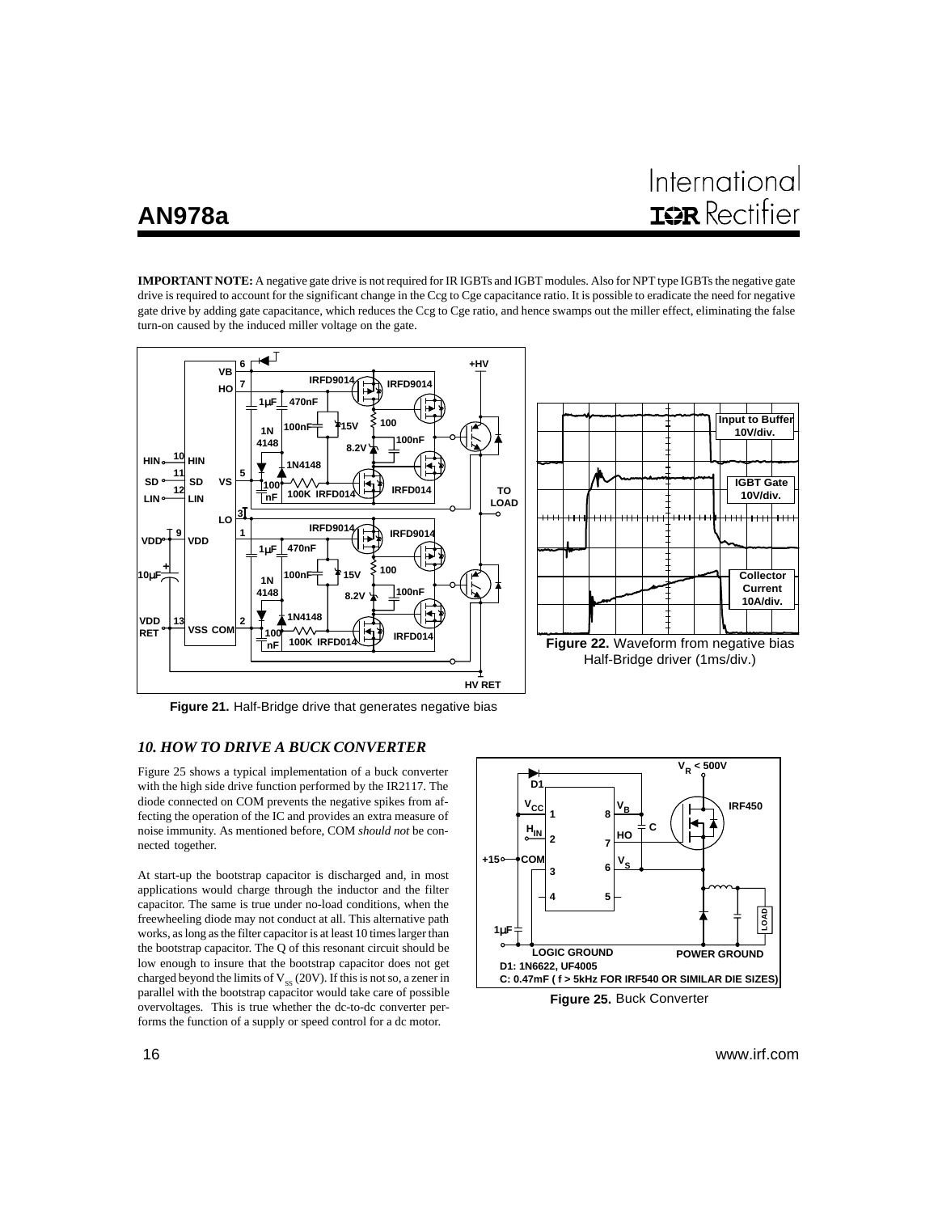**IMPORTANT NOTE:** A negative gate drive is not required for IR IGBTs and IGBT modules. Also for NPT type IGBTs the negative gate drive is required to account for the significant change in the Ccg to Cge capacitance ratio. It is possible to eradicate the need for negative gate drive by adding gate capacitance, which reduces the Ccg to Cge ratio, and hence swamps out the miller effect, eliminating the false turn-on caused by the induced miller voltage on the gate.

**Figure 21.** Half-Bridge drive that generates negative bias

**Figure 22.** Waveform from negative bias Half-Bridge driver (1ms/div.)

### *10. HOW TO DRIVE A BUCK CONVERTER*

Figure 25 shows a typical implementation of a buck converter with the high side drive function performed by the IR2117. The diode connected on COM prevents the negative spikes from affecting the operation of the IC and provides an extra measure of noise immunity. As mentioned before, COM *should not* be connected together.

At start-up the bootstrap capacitor is discharged and, in most applications would charge through the inductor and the filter capacitor. The same is true under no-load conditions, when the freewheeling diode may not conduct at all. This alternative path works, as long as the filter capacitor is at least 10 times larger than the bootstrap capacitor. The Q of this resonant circuit should be low enough to insure that the bootstrap capacitor does not get charged beyond the limits of $V_{SS}$ (20V). If this is not so, a zener in parallel with the bootstrap capacitor would take care of possible overvoltages. This is true whether the dc-to-dc converter performs the function of a supply or speed control for a dc motor.

D1: 1N6622, UF4005
C: 0.47mF ( f > 5kHz FOR IRF540 OR SIMILAR DIE SIZES)

**Figure 25.** Buck Converter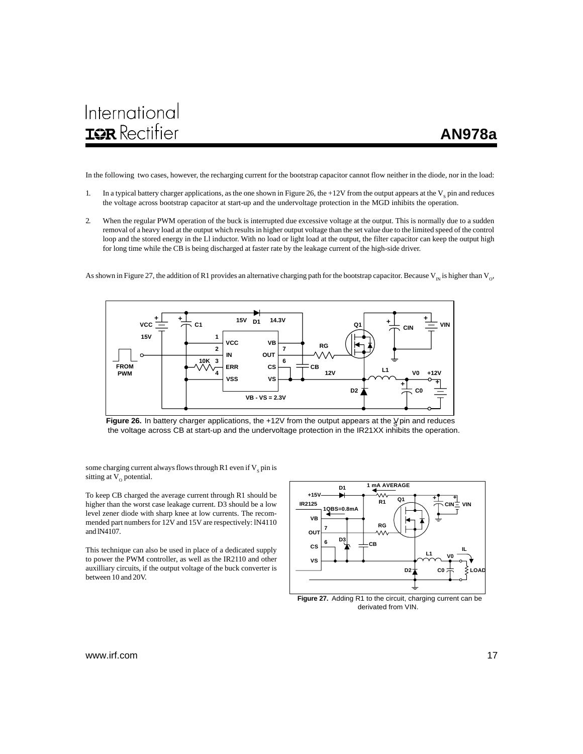In the following two cases, however, the recharging current for the bootstrap capacitor cannot flow neither in the diode, nor in the load:

1. In a typical battery charger applications, as the one shown in Figure 26, the +12V from the output appears at the $V_S$ pin and reduces the voltage across bootstrap capacitor at start-up and the undervoltage protection in the MGD inhibits the operation.

2. When the regular PWM operation of the buck is interrupted due excessive voltage at the output. This is normally due to a sudden removal of a heavy load at the output which results in higher output voltage than the set value due to the limited speed of the control loop and the stored energy in the Ll inductor. With no load or light load at the output, the filter capacitor can keep the output high for long time while the CB is being discharged at faster rate by the leakage current of the high-side driver.

As shown in Figure 27, the addition of R1 provides an alternative charging path for the bootstrap capacitor. Because $V_{IN}$ is higher than $V_O$, some charging current always flows through R1 even if $V_S$ pin is sitting at $V_O$ potential.

**Figure 26.** In battery charger applications, the +12V from the output appears at the $V_S$ pin and reduces the voltage across CB at start-up and the undervoltage protection in the IR21XX inhibits the operation.

To keep CB charged the average current through R1 should be higher than the worst case leakage current. D3 should be a low level zener diode with sharp knee at low currents. The recommended part numbers for 12V and 15V are respectively: lN4110 and lN4107.

This technique can also be used in place of a dedicated supply to power the PWM controller, as well as the IR2110 and other auxilliary circuits, if the output voltage of the buck converter is between 10 and 20V.

**Figure 27.** Adding R1 to the circuit, charging current can be derivated from VIN.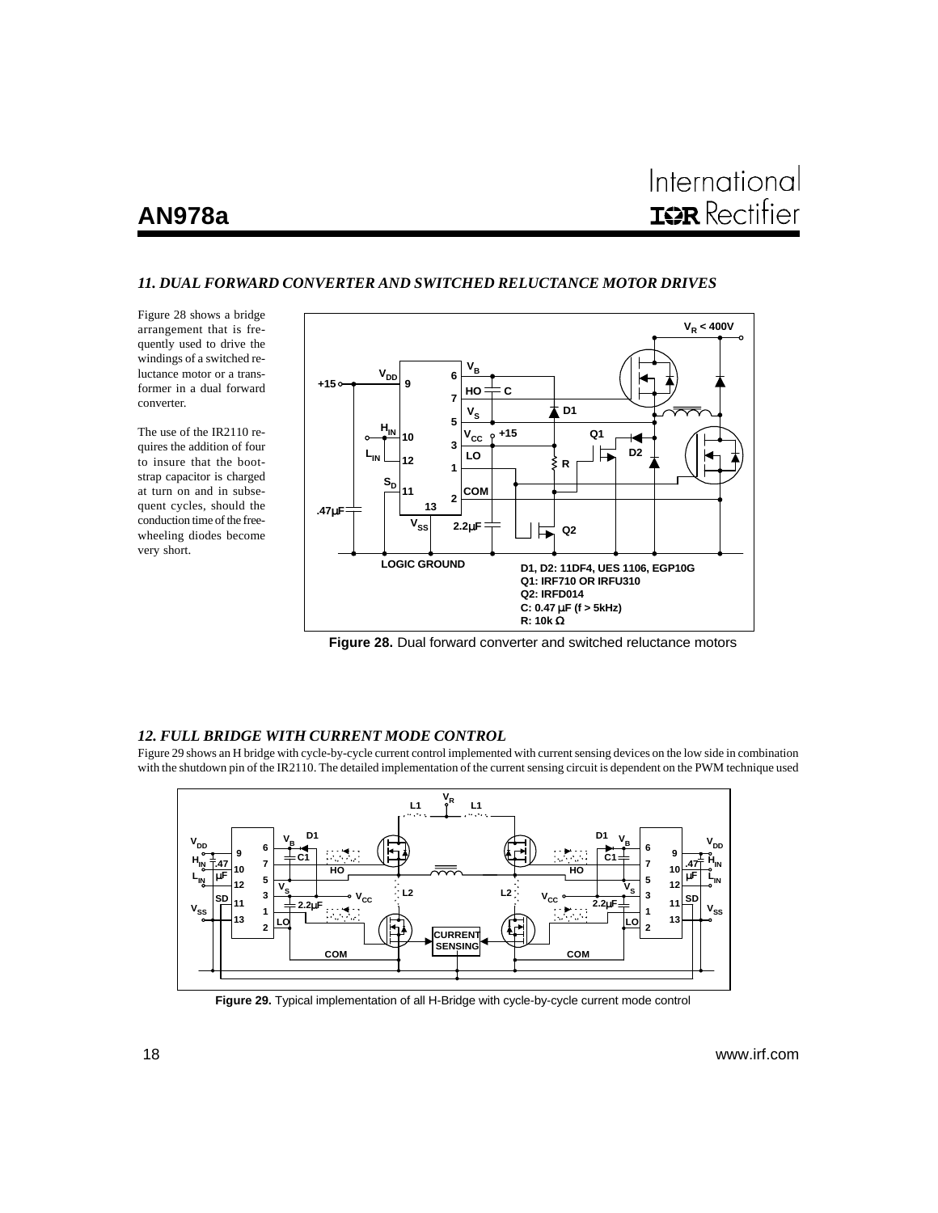## 11. DUAL FORWARD CONVERTER AND SWITCHED RELUCTANCE MOTOR DRIVES

Figure 28 shows a bridge arrangement that is frequently used to drive the windings of a switched reluctance motor or a transformer in a dual forward converter.

The use of the IR2110 requires the addition of four to insure that the bootstrap capacitor is charged at turn on and in subsequent cycles, should the conduction time of the freewheeling diodes become very short.

D1, D2: 11DF4, UES 1106, EGP10G
Q1: IRF710 OR IRFU310
Q2: IRFD014
C: 0.47 µF (f > 5kHz)
R: 10k Ω

**Figure 28.** Dual forward converter and switched reluctance motors

## 12. FULL BRIDGE WITH CURRENT MODE CONTROL

Figure 29 shows an H bridge with cycle-by-cycle current control implemented with current sensing devices on the low side in combination with the shutdown pin of the IR2110. The detailed implementation of the current sensing circuit is dependent on the PWM technique used

**Figure 29.** Typical implementation of all H-Bridge with cycle-by-cycle current mode control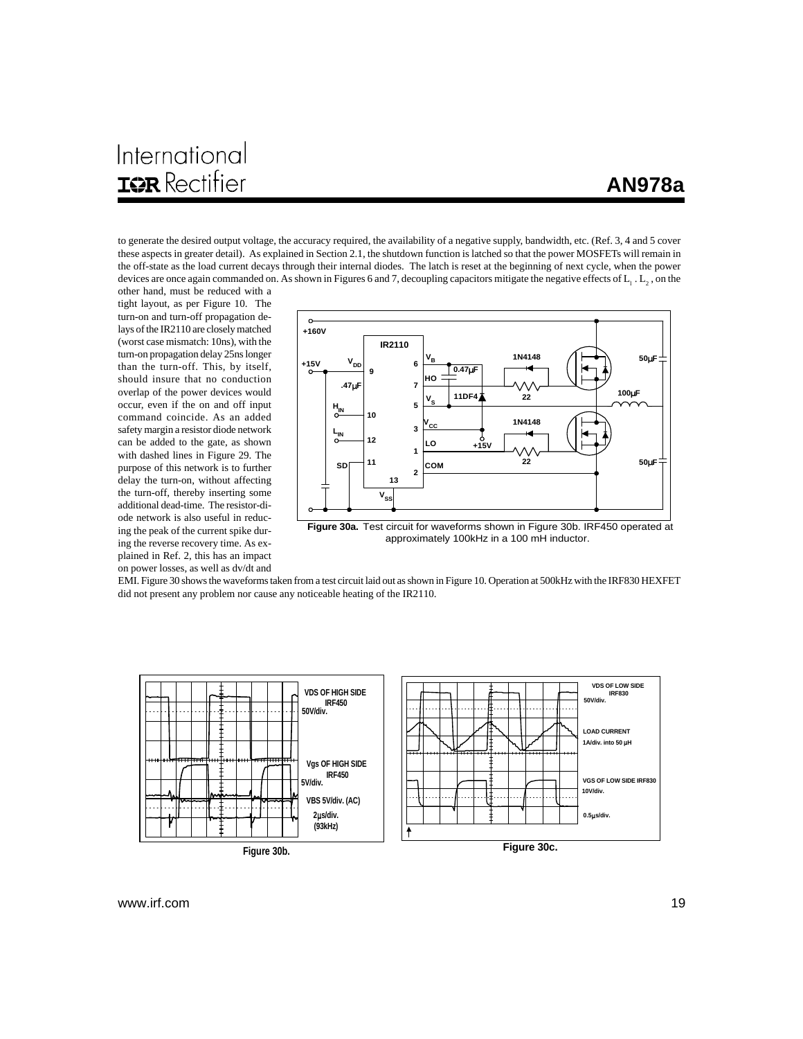to generate the desired output voltage, the accuracy required, the availability of a negative supply, bandwidth, etc. (Ref. 3, 4 and 5 cover these aspects in greater detail). As explained in Section 2.1, the shutdown function is latched so that the power MOSFETs will remain in the off-state as the load current decays through their internal diodes. The latch is reset at the beginning of next cycle, when the power devices are once again commanded on. As shown in Figures 6 and 7, decoupling capacitors mitigate the negative effects of $L_1$ . $L_2$ , on the other hand, must be reduced with a tight layout, as per Figure 10. The turn-on and turn-off propagation delays of the IR2110 are closely matched (worst case mismatch: 10ns), with the turn-on propagation delay 25ns longer than the turn-off. This, by itself, should insure that no conduction overlap of the power devices would occur, even if the on and off input command coincide. As an added safety margin a resistor diode network can be added to the gate, as shown with dashed lines in Figure 29. The purpose of this network is to further delay the turn-on, without affecting the turn-off, thereby inserting some additional dead-time. The resistor-diode network is also useful in reducing the peak of the current spike during the reverse recovery time. As explained in Ref. 2, this has an impact on power losses, as well as dv/dt and EMI. Figure 30 shows the waveforms taken from a test circuit laid out as shown in Figure 10. Operation at 500kHz with the IRF830 HEXFET did not present any problem nor cause any noticeable heating of the IR2110.

**Figure 30a.** Test circuit for waveforms shown in Figure 30b. IRF450 operated at approximately 100kHz in a 100 mH inductor.

**Figure 30b.**

**Figure 30c.**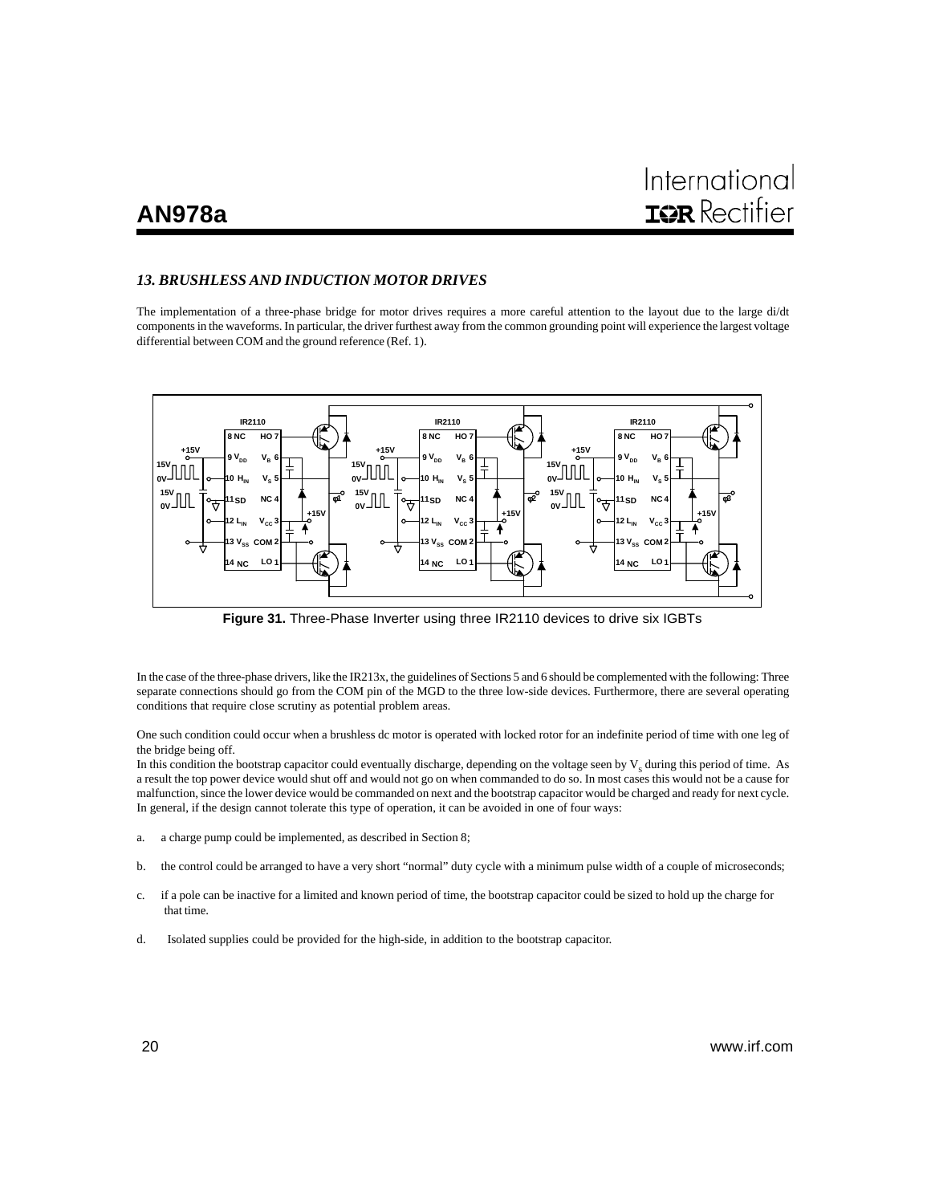## 13. BRUSHLESS AND INDUCTION MOTOR DRIVES

The implementation of a three-phase bridge for motor drives requires a more careful attention to the layout due to the large di/dt components in the waveforms. In particular, the driver furthest away from the common grounding point will experience the largest voltage differential between COM and the ground reference (Ref. 1).

**Figure 31.** Three-Phase Inverter using three IR2110 devices to drive six IGBTs

In the case of the three-phase drivers, like the IR213x, the guidelines of Sections 5 and 6 should be complemented with the following: Three separate connections should go from the COM pin of the MGD to the three low-side devices. Furthermore, there are several operating conditions that require close scrutiny as potential problem areas.

One such condition could occur when a brushless dc motor is operated with locked rotor for an indefinite period of time with one leg of the bridge being off.

In this condition the bootstrap capacitor could eventually discharge, depending on the voltage seen by $V_S$ during this period of time. As a result the top power device would shut off and would not go on when commanded to do so. In most cases this would not be a cause for malfunction, since the lower device would be commanded on next and the bootstrap capacitor would be charged and ready for next cycle. In general, if the design cannot tolerate this type of operation, it can be avoided in one of four ways:

a. a charge pump could be implemented, as described in Section 8;

b. the control could be arranged to have a very short “normal” duty cycle with a minimum pulse width of a couple of microseconds;

c. if a pole can be inactive for a limited and known period of time, the bootstrap capacitor could be sized to hold up the charge for that time.

d. Isolated supplies could be provided for the high-side, in addition to the bootstrap capacitor.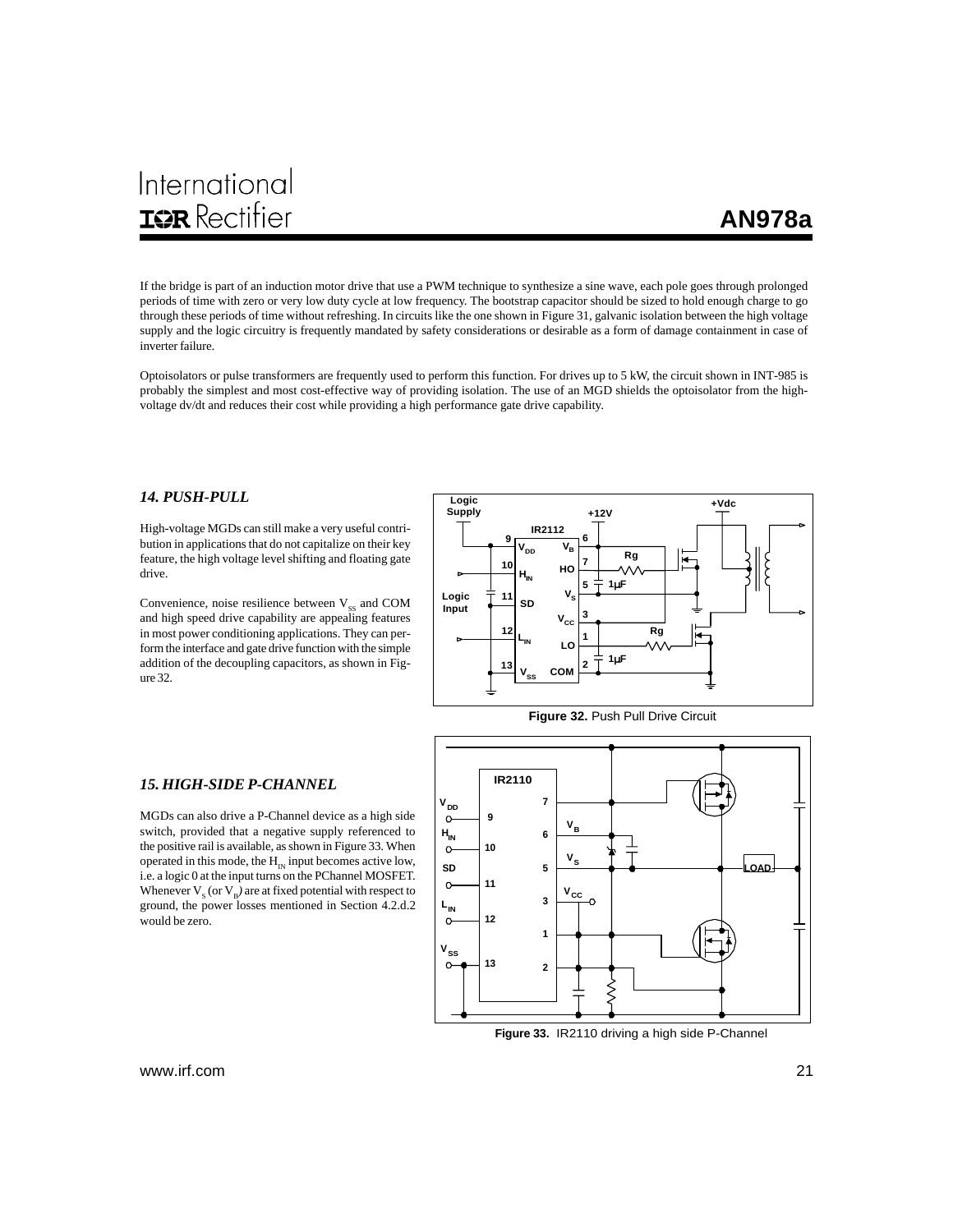If the bridge is part of an induction motor drive that use a PWM technique to synthesize a sine wave, each pole goes through prolonged periods of time with zero or very low duty cycle at low frequency. The bootstrap capacitor should be sized to hold enough charge to go through these periods of time without refreshing. In circuits like the one shown in Figure 31, galvanic isolation between the high voltage supply and the logic circuitry is frequently mandated by safety considerations or desirable as a form of damage containment in case of inverter failure.

Optoisolators or pulse transformers are frequently used to perform this function. For drives up to 5 kW, the circuit shown in INT-985 is probably the simplest and most cost-effective way of providing isolation. The use of an MGD shields the optoisolator from the high-voltage dv/dt and reduces their cost while providing a high performance gate drive capability.

### *14. PUSH-PULL*

High-voltage MGDs can still make a very useful contribution in applications that do not capitalize on their key feature, the high voltage level shifting and floating gate drive.

Convenience, noise resilience between $V_{SS}$ and COM and high speed drive capability are appealing features in most power conditioning applications. They can perform the interface and gate drive function with the simple addition of the decoupling capacitors, as shown in Figure 32.

**Figure 32.** Push Pull Drive Circuit

### *15. HIGH-SIDE P-CHANNEL*

MGDs can also drive a P-Channel device as a high side switch, provided that a negative supply referenced to the positive rail is available, as shown in Figure 33. When operated in this mode, the $H_{IN}$ input becomes active low, i.e. a logic 0 at the input turns on the PChannel MOSFET. Whenever $V_S$ (or $V_B$) are at fixed potential with respect to ground, the power losses mentioned in Section 4.2.d.2 would be zero.

**Figure 33.** IR2110 driving a high side P-Channel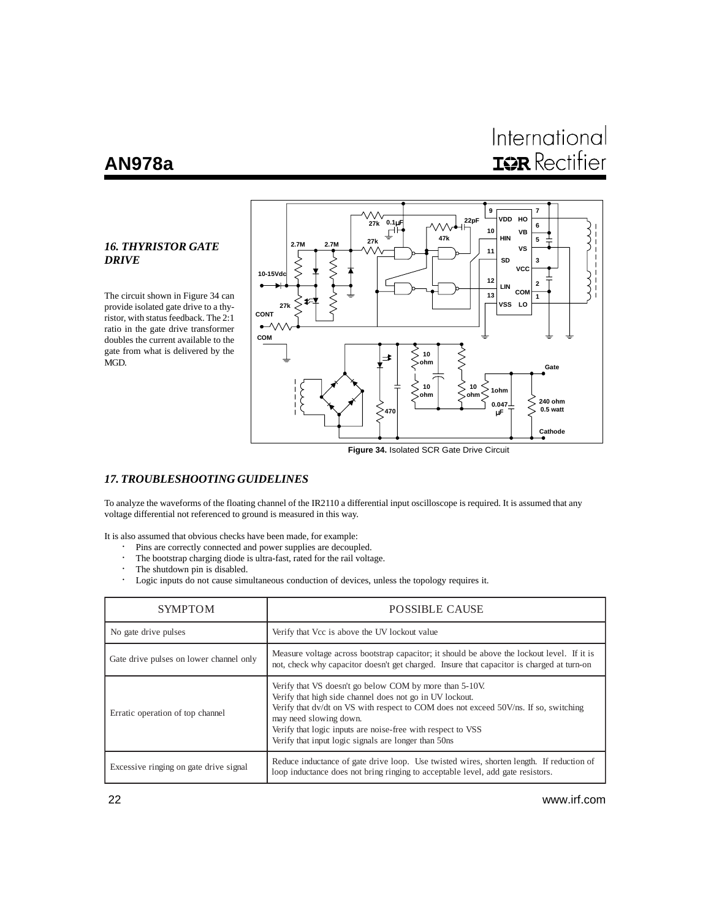## 16. THYRISTOR GATE DRIVE

The circuit shown in Figure 34 can provide isolated gate drive to a thyristor, with status feedback. The 2:1 ratio in the gate drive transformer doubles the current available to the gate from what is delivered by the MGD.

**Figure 34.** Isolated SCR Gate Drive Circuit

## 17. TROUBLESHOOTING GUIDELINES

To analyze the waveforms of the floating channel of the IR2110 a differential input oscilloscope is required. It is assumed that any voltage differential not referenced to ground is measured in this way.

It is also assumed that obvious checks have been made, for example:

- Pins are correctly connected and power supplies are decoupled.
- The bootstrap charging diode is ultra-fast, rated for the rail voltage.
- The shutdown pin is disabled.
- Logic inputs do not cause simultaneous conduction of devices, unless the topology requires it.

| SYMPTOM | POSSIBLE CAUSE |
|---|---|
| No gate drive pulses | Verify that Vcc is above the UV lockout value |
| Gate drive pulses on lower channel only | Measure voltage across bootstrap capacitor; it should be above the lockout level. If it is not, check why capacitor doesn't get charged. Insure that capacitor is charged at turn-on |
| Erratic operation of top channel | Verify that VS doesn't go below COM by more than 5-10V.<br>Verify that high side channel does not go in UV lockout.<br>Verify that dv/dt on VS with respect to COM does not exceed 50V/ns. If so, switching may need slowing down.<br>Verify that logic inputs are noise-free with respect to VSS<br>Verify that input logic signals are longer than 50ns |
| Excessive ringing on gate drive signal | Reduce inductance of gate drive loop. Use twisted wires, shorten length. If reduction of loop inductance does not bring ringing to acceptable level, add gate resistors. |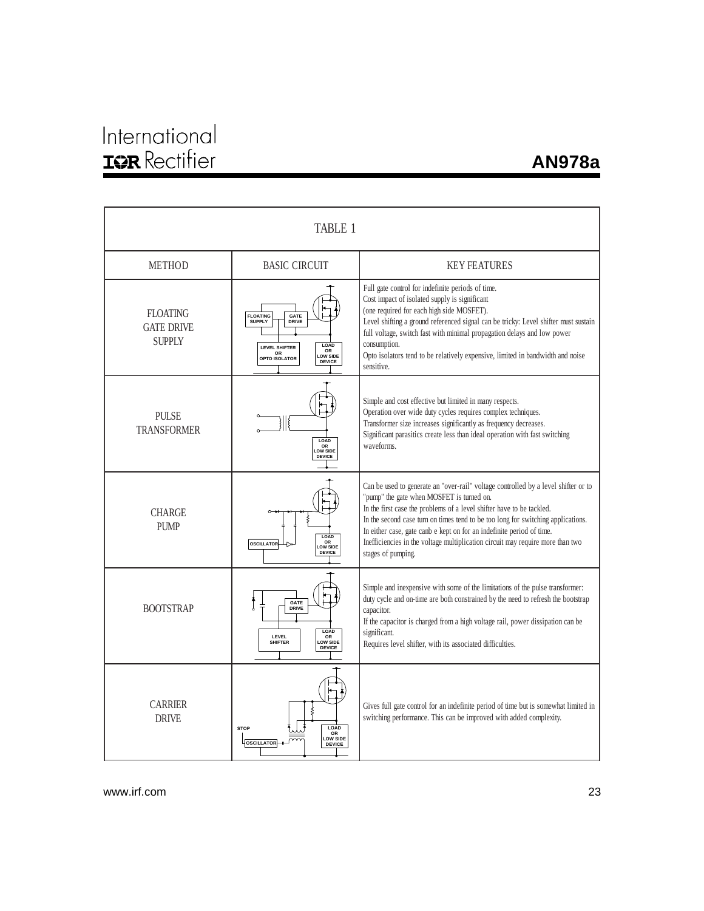TABLE 1

| METHOD | BASIC CIRCUIT | KEY FEATURES |
|---|---|---|
| FLOATING GATE DRIVE SUPPLY | FLOATING SUPPLY / GATE DRIVE / LEVEL SHIFTER OR OPTO ISOLATOR / LOAD OR LOW SIDE DEVICE | Full gate control for indefinite periods of time. Cost impact of isolated supply is significant (one required for each high side MOSFET). Level shifting a ground referenced signal can be tricky: Level shifter must sustain full voltage, switch fast with minimal propagation delays and low power consumption. Opto isolators tend to be relatively expensive, limited in bandwidth and noise sensitive. |
| PULSE TRANSFORMER | LOAD OR LOW SIDE DEVICE | Simple and cost effective but limited in many respects. Operation over wide duty cycles requires complex techniques. Transformer size increases significantly as frequency decreases. Significant parasitics create less than ideal operation with fast switching waveforms. |
| CHARGE PUMP | OSCILLATOR / LOAD OR LOW SIDE DEVICE | Can be used to generate an "over-rail" voltage controlled by a level shifter or to "pump" the gate when MOSFET is turned on. In the first case the problems of a level shifter have to be tackled. In the second case turn on times tend to be too long for switching applications. In either case, gate canb e kept on for an indefinite period of time. Inefficiencies in the voltage multiplication circuit may require more than two stages of pumping. |
| BOOTSTRAP | GATE DRIVE / LEVEL SHIFTER / LOAD OR LOW SIDE DEVICE | Simple and inexpensive with some of the limitations of the pulse transformer: duty cycle and on-time are both constrained by the need to refresh the bootstrap capacitor. If the capacitor is charged from a high voltage rail, power dissipation can be significant. Requires level shifter, with its associated difficulties. |
| CARRIER DRIVE | STOP / OSCILLATOR / LOAD OR LOW SIDE DEVICE | Gives full gate control for an indefinite period of time but is somewhat limited in switching performance. This can be improved with added complexity. |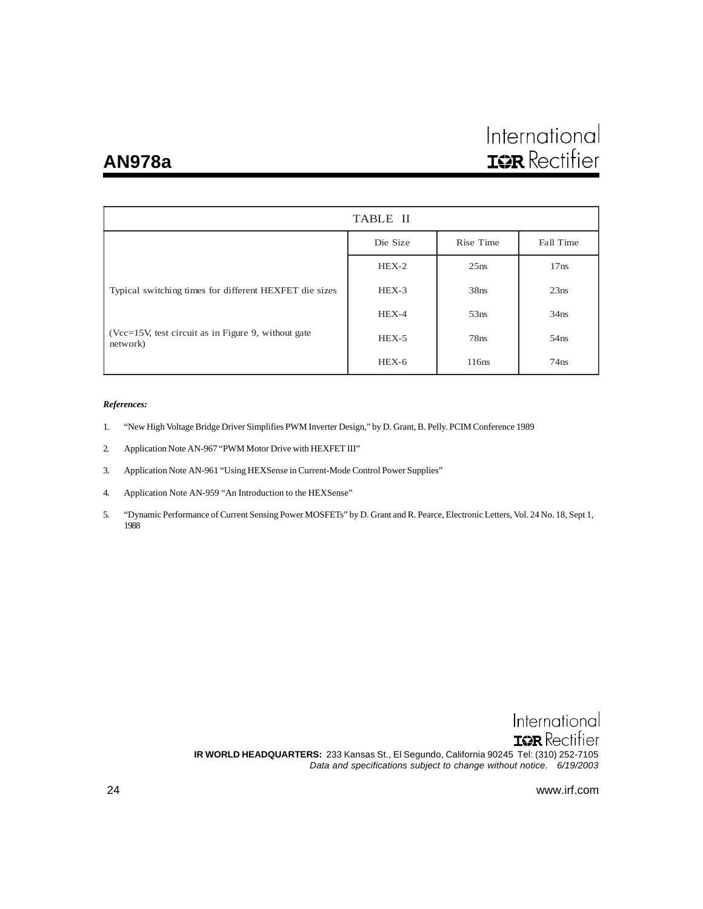| TABLE II | | | |
|---|---|---|---|
| | Die Size | Rise Time | Fall Time |
| | HEX-2 | 25ns | 17ns |
| Typical switching times for different HEXFET die sizes | HEX-3 | 38ns | 23ns |
| | HEX-4 | 53ns | 34ns |
| (Vcc=15V, test circuit as in Figure 9, without gate network) | HEX-5 | 78ns | 54ns |
| | HEX-6 | 116ns | 74ns |

***References:***

1. "New High Voltage Bridge Driver Simplifies PWM Inverter Design," by D. Grant, B. Pelly. PCIM Conference 1989
2. Application Note AN-967 "PWM Motor Drive with HEXFET III"
3. Application Note AN-961 "Using HEXSense in Current-Mode Control Power Supplies"
4. Application Note AN-959 "An Introduction to the HEXSense"
5. "Dynamic Performance of Current Sensing Power MOSFETs" by D. Grant and R. Pearce, Electronic Letters, Vol. 24 No. 18, Sept 1, 1988

International Rectifier

**IR WORLD HEADQUARTERS:** 233 Kansas St., El Segundo, California 90245 Tel: (310) 252-7105

*Data and specifications subject to change without notice. 6/19/2003*